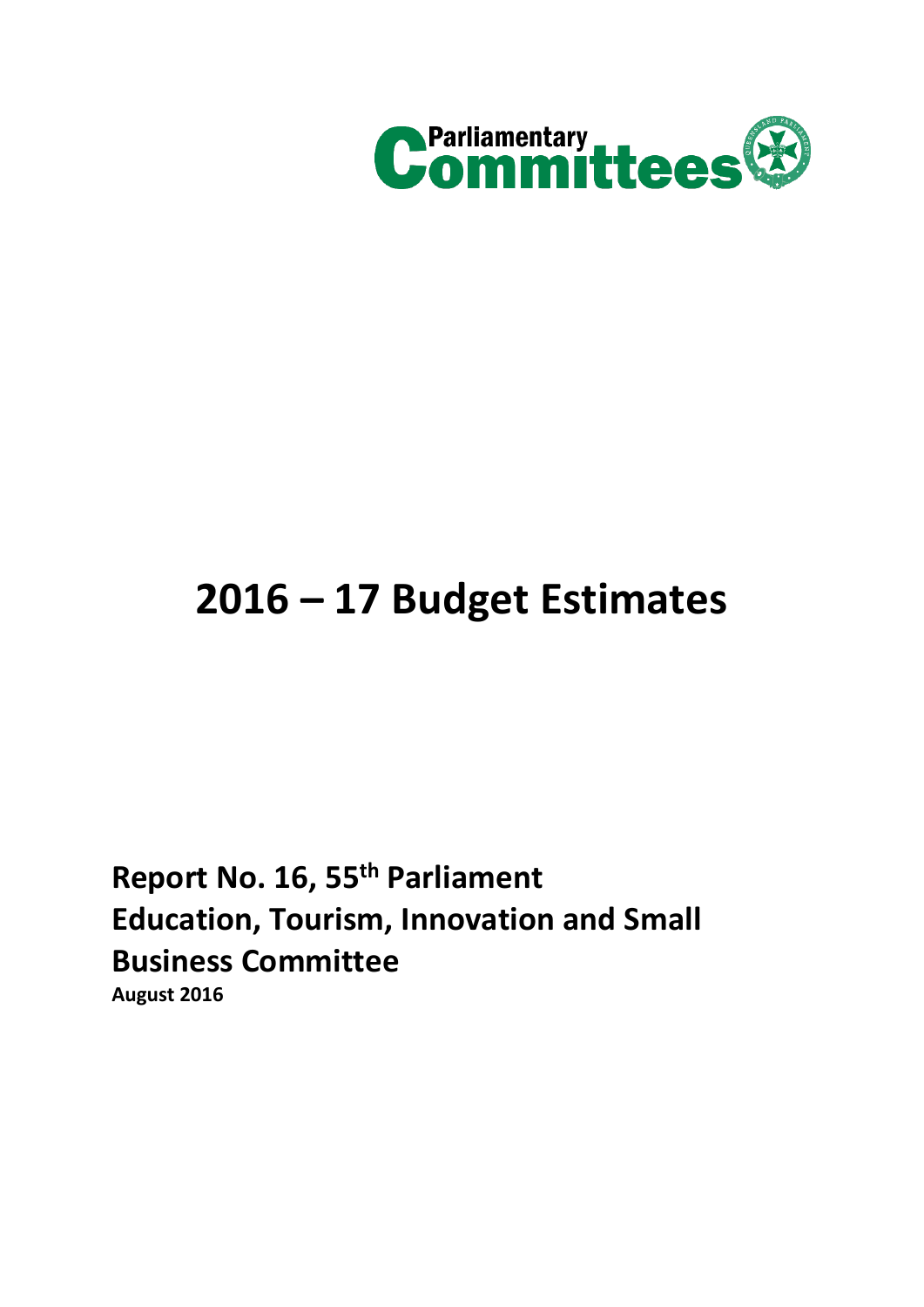# 2016 – 17 Budget Estimates

**Report No. 16, 55th Parliament**
**Education, Tourism, Innovation and Small Business Committee**
**August 2016**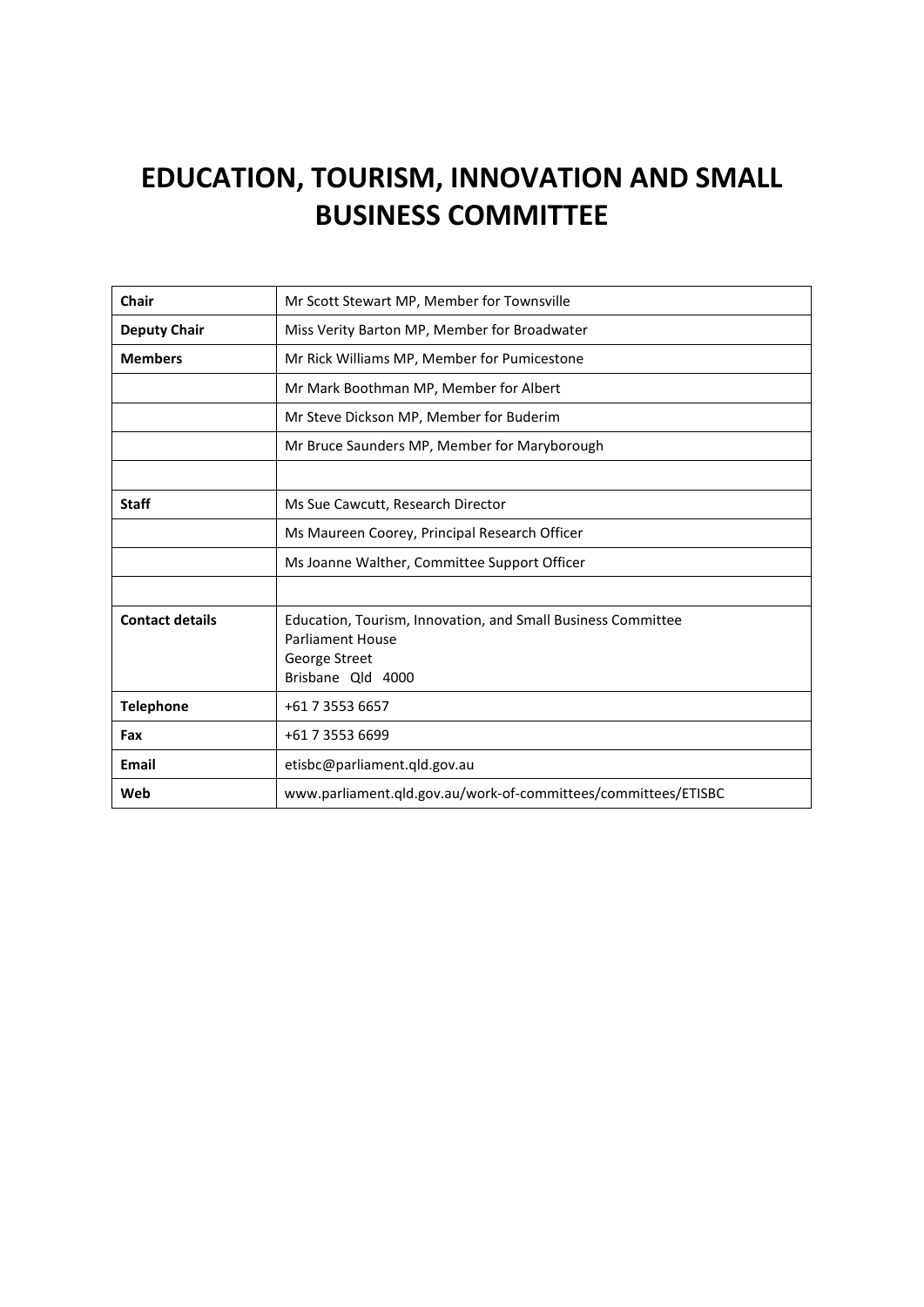# EDUCATION, TOURISM, INNOVATION AND SMALL BUSINESS COMMITTEE

| | |
|---|---|
| **Chair** | Mr Scott Stewart MP, Member for Townsville |
| **Deputy Chair** | Miss Verity Barton MP, Member for Broadwater |
| **Members** | Mr Rick Williams MP, Member for Pumicestone |
| | Mr Mark Boothman MP, Member for Albert |
| | Mr Steve Dickson MP, Member for Buderim |
| | Mr Bruce Saunders MP, Member for Maryborough |
| | |
| **Staff** | Ms Sue Cawcutt, Research Director |
| | Ms Maureen Coorey, Principal Research Officer |
| | Ms Joanne Walther, Committee Support Officer |
| | |
| **Contact details** | Education, Tourism, Innovation, and Small Business Committee<br>Parliament House<br>George Street<br>Brisbane Qld 4000 |
| **Telephone** | +61 7 3553 6657 |
| **Fax** | +61 7 3553 6699 |
| **Email** | etisbc@parliament.qld.gov.au |
| **Web** | www.parliament.qld.gov.au/work-of-committees/committees/ETISBC |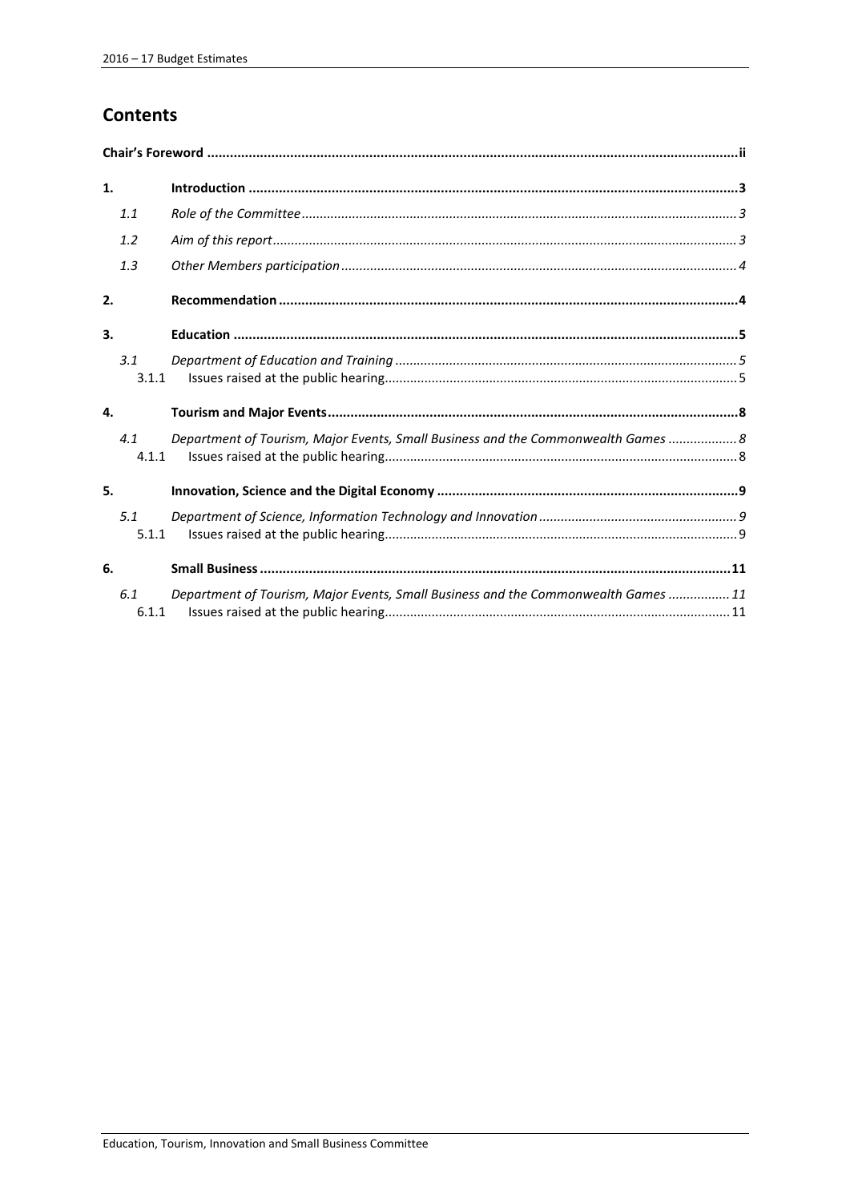# Contents

**Chair's Foreword** .......... **ii**

**1. Introduction** .......... **3**

- *1.1 Role of the Committee* .......... *3*
- *1.2 Aim of this report* .......... *3*
- *1.3 Other Members participation* .......... *4*

**2. Recommendation** .......... **4**

**3. Education** .......... **5**

- *3.1 Department of Education and Training* .......... *5*
  - 3.1.1 Issues raised at the public hearing .......... 5

**4. Tourism and Major Events** .......... **8**

- *4.1 Department of Tourism, Major Events, Small Business and the Commonwealth Games* .......... *8*
  - 4.1.1 Issues raised at the public hearing .......... 8

**5. Innovation, Science and the Digital Economy** .......... **9**

- *5.1 Department of Science, Information Technology and Innovation* .......... *9*
  - 5.1.1 Issues raised at the public hearing .......... 9

**6. Small Business** .......... **11**

- *6.1 Department of Tourism, Major Events, Small Business and the Commonwealth Games* .......... *11*
  - 6.1.1 Issues raised at the public hearing .......... 11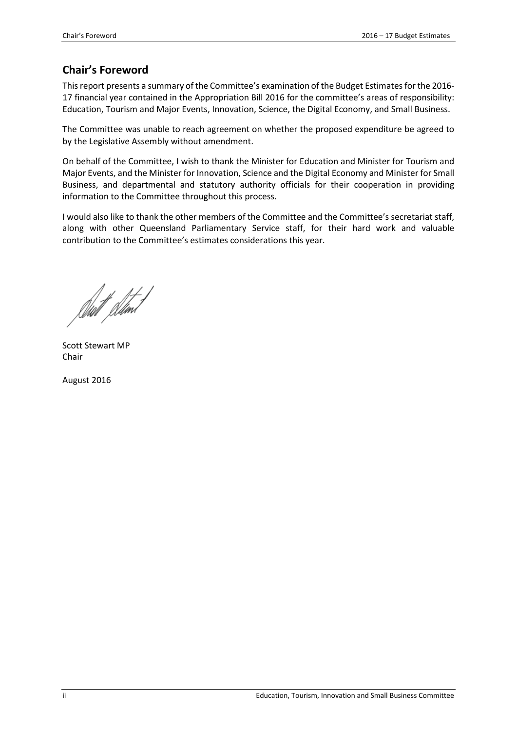## Chair's Foreword

This report presents a summary of the Committee's examination of the Budget Estimates for the 2016-17 financial year contained in the Appropriation Bill 2016 for the committee's areas of responsibility: Education, Tourism and Major Events, Innovation, Science, the Digital Economy, and Small Business.

The Committee was unable to reach agreement on whether the proposed expenditure be agreed to by the Legislative Assembly without amendment.

On behalf of the Committee, I wish to thank the Minister for Education and Minister for Tourism and Major Events, and the Minister for Innovation, Science and the Digital Economy and Minister for Small Business, and departmental and statutory authority officials for their cooperation in providing information to the Committee throughout this process.

I would also like to thank the other members of the Committee and the Committee's secretariat staff, along with other Queensland Parliamentary Service staff, for their hard work and valuable contribution to the Committee's estimates considerations this year.

Scott Stewart MP
Chair

August 2016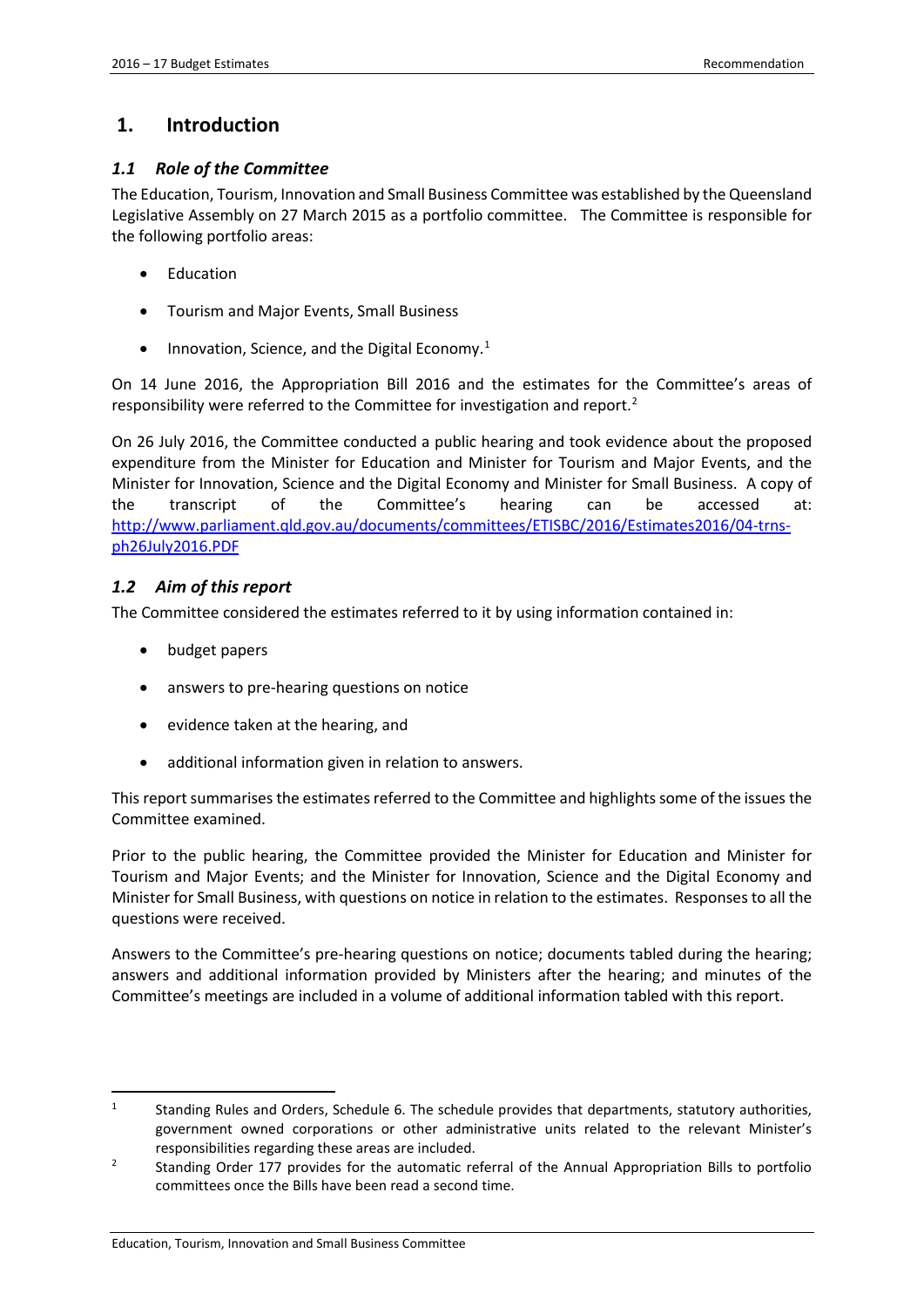# 1. Introduction

## *1.1 Role of the Committee*

The Education, Tourism, Innovation and Small Business Committee was established by the Queensland Legislative Assembly on 27 March 2015 as a portfolio committee. The Committee is responsible for the following portfolio areas:

- Education
- Tourism and Major Events, Small Business
- Innovation, Science, and the Digital Economy.[1]

On 14 June 2016, the Appropriation Bill 2016 and the estimates for the Committee's areas of responsibility were referred to the Committee for investigation and report.[2]

On 26 July 2016, the Committee conducted a public hearing and took evidence about the proposed expenditure from the Minister for Education and Minister for Tourism and Major Events, and the Minister for Innovation, Science and the Digital Economy and Minister for Small Business. A copy of the transcript of the Committee's hearing can be accessed at: [http://www.parliament.qld.gov.au/documents/committees/ETISBC/2016/Estimates2016/04-trns-ph26July2016.PDF](http://www.parliament.qld.gov.au/documents/committees/ETISBC/2016/Estimates2016/04-trns-ph26July2016.PDF)

## *1.2 Aim of this report*

The Committee considered the estimates referred to it by using information contained in:

- budget papers
- answers to pre-hearing questions on notice
- evidence taken at the hearing, and
- additional information given in relation to answers.

This report summarises the estimates referred to the Committee and highlights some of the issues the Committee examined.

Prior to the public hearing, the Committee provided the Minister for Education and Minister for Tourism and Major Events; and the Minister for Innovation, Science and the Digital Economy and Minister for Small Business, with questions on notice in relation to the estimates. Responses to all the questions were received.

Answers to the Committee's pre-hearing questions on notice; documents tabled during the hearing; answers and additional information provided by Ministers after the hearing; and minutes of the Committee's meetings are included in a volume of additional information tabled with this report.

---

[1] Standing Rules and Orders, Schedule 6. The schedule provides that departments, statutory authorities, government owned corporations or other administrative units related to the relevant Minister's responsibilities regarding these areas are included.

[2] Standing Order 177 provides for the automatic referral of the Annual Appropriation Bills to portfolio committees once the Bills have been read a second time.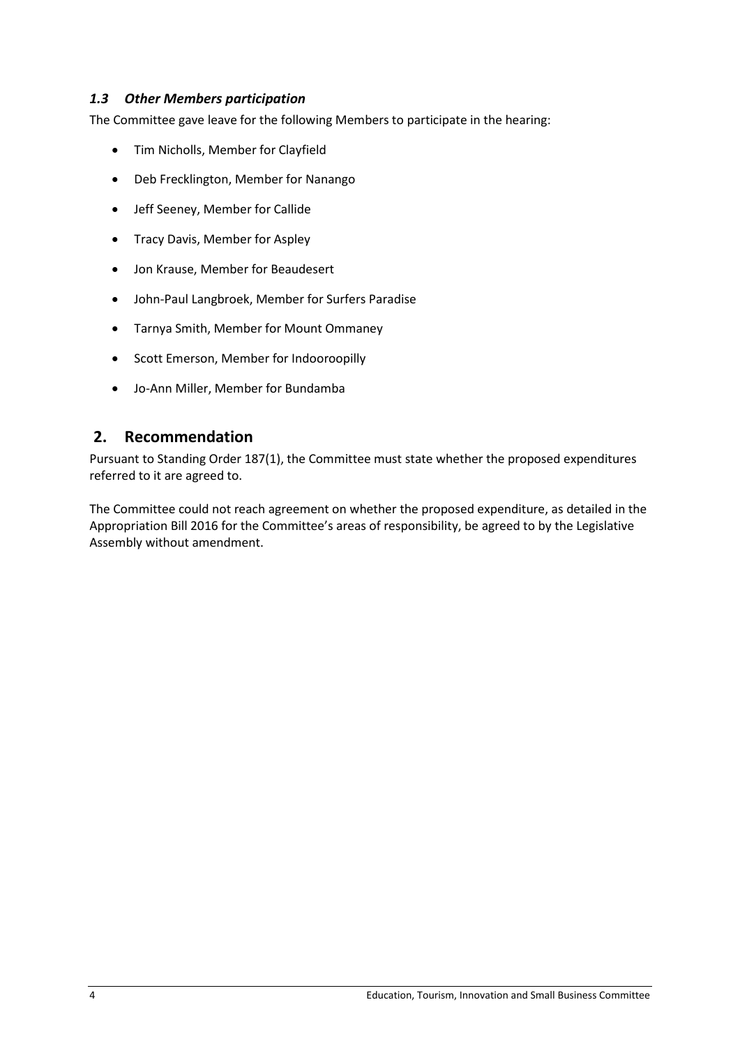### *1.3 Other Members participation*

The Committee gave leave for the following Members to participate in the hearing:

- Tim Nicholls, Member for Clayfield
- Deb Frecklington, Member for Nanango
- Jeff Seeney, Member for Callide
- Tracy Davis, Member for Aspley
- Jon Krause, Member for Beaudesert
- John-Paul Langbroek, Member for Surfers Paradise
- Tarnya Smith, Member for Mount Ommaney
- Scott Emerson, Member for Indooroopilly
- Jo-Ann Miller, Member for Bundamba

## 2. Recommendation

Pursuant to Standing Order 187(1), the Committee must state whether the proposed expenditures referred to it are agreed to.

The Committee could not reach agreement on whether the proposed expenditure, as detailed in the Appropriation Bill 2016 for the Committee's areas of responsibility, be agreed to by the Legislative Assembly without amendment.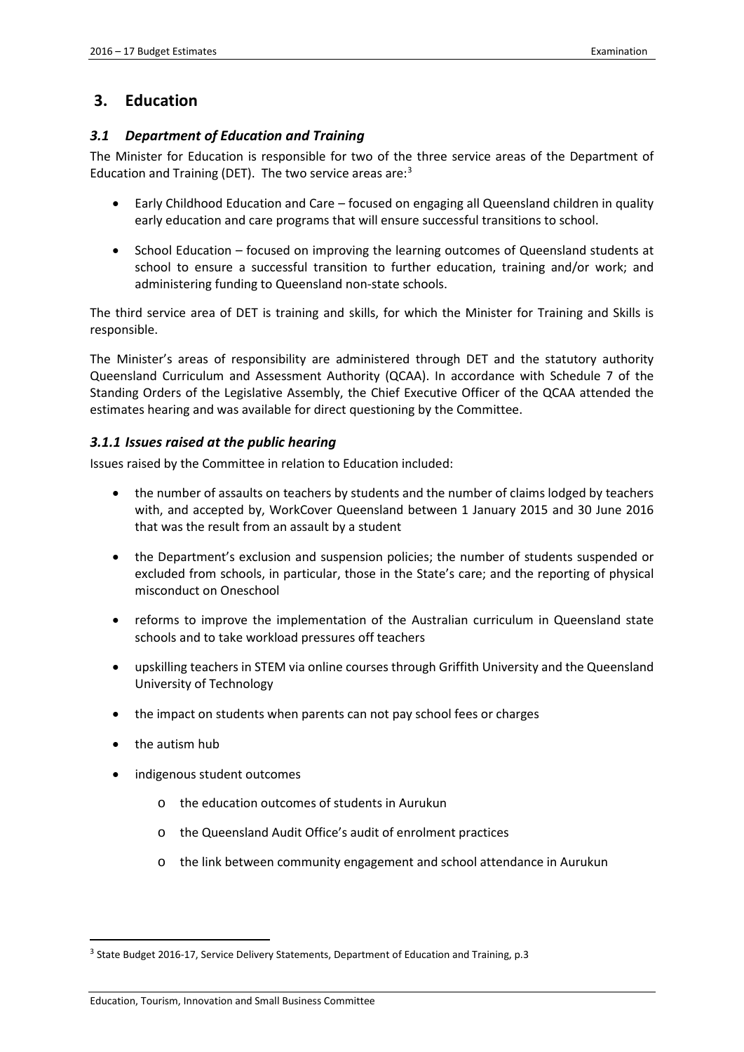# 3. Education

## *3.1 Department of Education and Training*

The Minister for Education is responsible for two of the three service areas of the Department of Education and Training (DET). The two service areas are:[3]

- Early Childhood Education and Care – focused on engaging all Queensland children in quality early education and care programs that will ensure successful transitions to school.
- School Education – focused on improving the learning outcomes of Queensland students at school to ensure a successful transition to further education, training and/or work; and administering funding to Queensland non-state schools.

The third service area of DET is training and skills, for which the Minister for Training and Skills is responsible.

The Minister's areas of responsibility are administered through DET and the statutory authority Queensland Curriculum and Assessment Authority (QCAA). In accordance with Schedule 7 of the Standing Orders of the Legislative Assembly, the Chief Executive Officer of the QCAA attended the estimates hearing and was available for direct questioning by the Committee.

### *3.1.1 Issues raised at the public hearing*

Issues raised by the Committee in relation to Education included:

- the number of assaults on teachers by students and the number of claims lodged by teachers with, and accepted by, WorkCover Queensland between 1 January 2015 and 30 June 2016 that was the result from an assault by a student
- the Department's exclusion and suspension policies; the number of students suspended or excluded from schools, in particular, those in the State's care; and the reporting of physical misconduct on Oneschool
- reforms to improve the implementation of the Australian curriculum in Queensland state schools and to take workload pressures off teachers
- upskilling teachers in STEM via online courses through Griffith University and the Queensland University of Technology
- the impact on students when parents can not pay school fees or charges
- the autism hub
- indigenous student outcomes
  - the education outcomes of students in Aurukun
  - the Queensland Audit Office's audit of enrolment practices
  - the link between community engagement and school attendance in Aurukun

---

[3] State Budget 2016-17, Service Delivery Statements, Department of Education and Training, p.3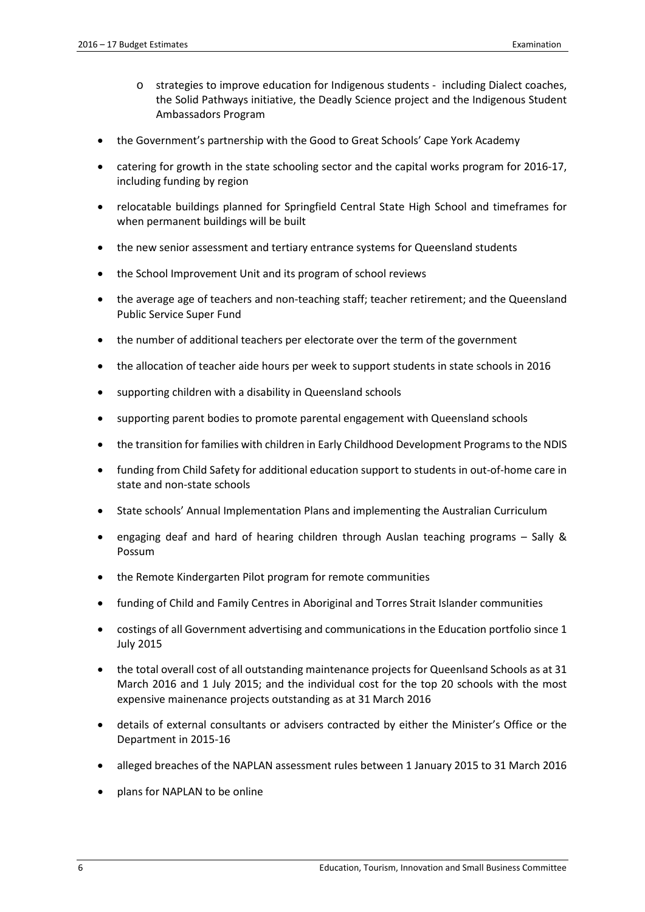- strategies to improve education for Indigenous students - including Dialect coaches, the Solid Pathways initiative, the Deadly Science project and the Indigenous Student Ambassadors Program

- the Government's partnership with the Good to Great Schools' Cape York Academy
- catering for growth in the state schooling sector and the capital works program for 2016-17, including funding by region
- relocatable buildings planned for Springfield Central State High School and timeframes for when permanent buildings will be built
- the new senior assessment and tertiary entrance systems for Queensland students
- the School Improvement Unit and its program of school reviews
- the average age of teachers and non-teaching staff; teacher retirement; and the Queensland Public Service Super Fund
- the number of additional teachers per electorate over the term of the government
- the allocation of teacher aide hours per week to support students in state schools in 2016
- supporting children with a disability in Queensland schools
- supporting parent bodies to promote parental engagement with Queensland schools
- the transition for families with children in Early Childhood Development Programs to the NDIS
- funding from Child Safety for additional education support to students in out-of-home care in state and non-state schools
- State schools' Annual Implementation Plans and implementing the Australian Curriculum
- engaging deaf and hard of hearing children through Auslan teaching programs – Sally & Possum
- the Remote Kindergarten Pilot program for remote communities
- funding of Child and Family Centres in Aboriginal and Torres Strait Islander communities
- costings of all Government advertising and communications in the Education portfolio since 1 July 2015
- the total overall cost of all outstanding maintenance projects for Queenlsand Schools as at 31 March 2016 and 1 July 2015; and the individual cost for the top 20 schools with the most expensive mainenance projects outstanding as at 31 March 2016
- details of external consultants or advisers contracted by either the Minister's Office or the Department in 2015-16
- alleged breaches of the NAPLAN assessment rules between 1 January 2015 to 31 March 2016
- plans for NAPLAN to be online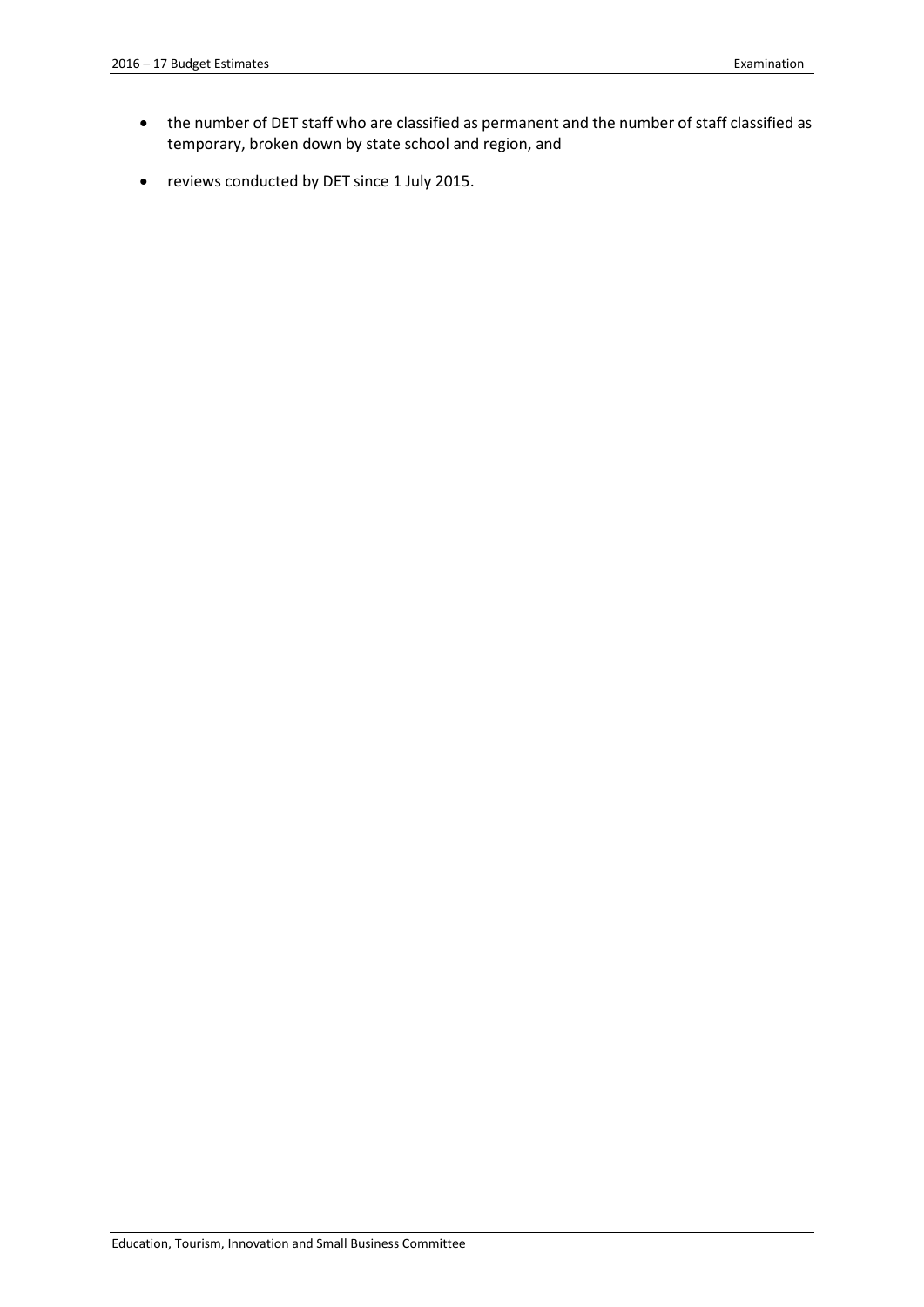- the number of DET staff who are classified as permanent and the number of staff classified as temporary, broken down by state school and region, and
- reviews conducted by DET since 1 July 2015.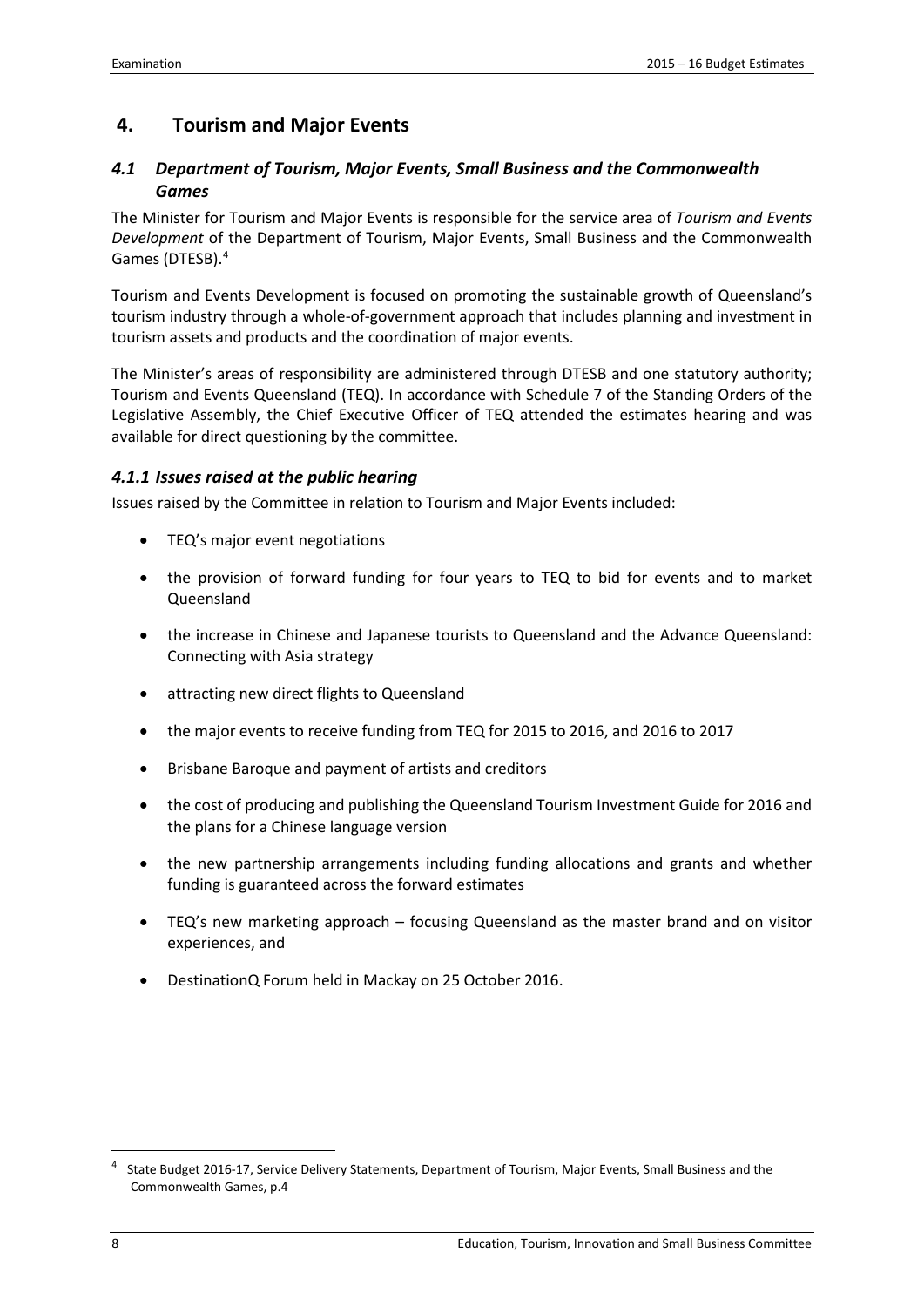## 4. Tourism and Major Events

### *4.1 Department of Tourism, Major Events, Small Business and the Commonwealth Games*

The Minister for Tourism and Major Events is responsible for the service area of *Tourism and Events Development* of the Department of Tourism, Major Events, Small Business and the Commonwealth Games (DTESB).[4]

Tourism and Events Development is focused on promoting the sustainable growth of Queensland's tourism industry through a whole-of-government approach that includes planning and investment in tourism assets and products and the coordination of major events.

The Minister's areas of responsibility are administered through DTESB and one statutory authority; Tourism and Events Queensland (TEQ). In accordance with Schedule 7 of the Standing Orders of the Legislative Assembly, the Chief Executive Officer of TEQ attended the estimates hearing and was available for direct questioning by the committee.

#### *4.1.1 Issues raised at the public hearing*

Issues raised by the Committee in relation to Tourism and Major Events included:

- TEQ's major event negotiations
- the provision of forward funding for four years to TEQ to bid for events and to market Queensland
- the increase in Chinese and Japanese tourists to Queensland and the Advance Queensland: Connecting with Asia strategy
- attracting new direct flights to Queensland
- the major events to receive funding from TEQ for 2015 to 2016, and 2016 to 2017
- Brisbane Baroque and payment of artists and creditors
- the cost of producing and publishing the Queensland Tourism Investment Guide for 2016 and the plans for a Chinese language version
- the new partnership arrangements including funding allocations and grants and whether funding is guaranteed across the forward estimates
- TEQ's new marketing approach – focusing Queensland as the master brand and on visitor experiences, and
- DestinationQ Forum held in Mackay on 25 October 2016.

[4] State Budget 2016-17, Service Delivery Statements, Department of Tourism, Major Events, Small Business and the Commonwealth Games, p.4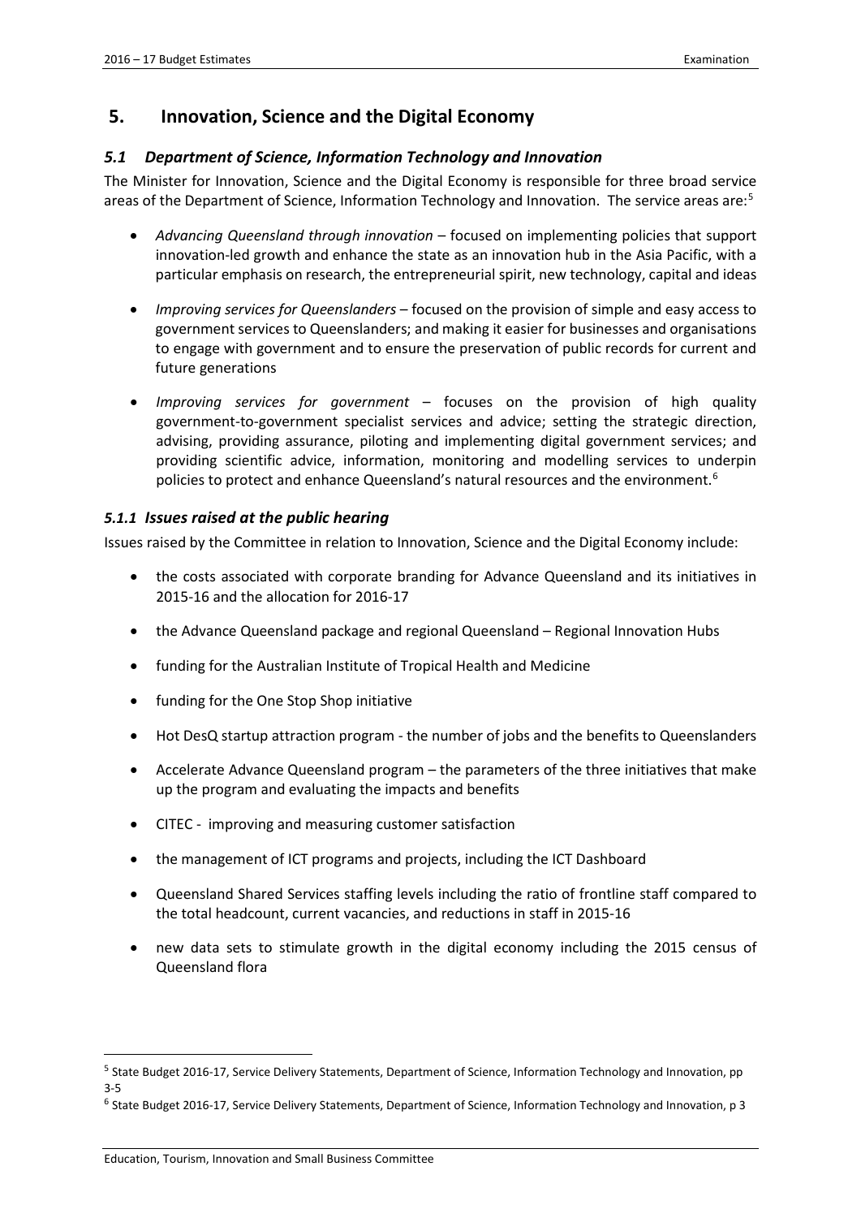## 5. Innovation, Science and the Digital Economy

### *5.1 Department of Science, Information Technology and Innovation*

The Minister for Innovation, Science and the Digital Economy is responsible for three broad service areas of the Department of Science, Information Technology and Innovation. The service areas are:[5]

- *Advancing Queensland through innovation* – focused on implementing policies that support innovation-led growth and enhance the state as an innovation hub in the Asia Pacific, with a particular emphasis on research, the entrepreneurial spirit, new technology, capital and ideas
- *Improving services for Queenslanders* – focused on the provision of simple and easy access to government services to Queenslanders; and making it easier for businesses and organisations to engage with government and to ensure the preservation of public records for current and future generations
- *Improving services for government* – focuses on the provision of high quality government-to-government specialist services and advice; setting the strategic direction, advising, providing assurance, piloting and implementing digital government services; and providing scientific advice, information, monitoring and modelling services to underpin policies to protect and enhance Queensland's natural resources and the environment.[6]

#### *5.1.1 Issues raised at the public hearing*

Issues raised by the Committee in relation to Innovation, Science and the Digital Economy include:

- the costs associated with corporate branding for Advance Queensland and its initiatives in 2015-16 and the allocation for 2016-17
- the Advance Queensland package and regional Queensland – Regional Innovation Hubs
- funding for the Australian Institute of Tropical Health and Medicine
- funding for the One Stop Shop initiative
- Hot DesQ startup attraction program - the number of jobs and the benefits to Queenslanders
- Accelerate Advance Queensland program – the parameters of the three initiatives that make up the program and evaluating the impacts and benefits
- CITEC - improving and measuring customer satisfaction
- the management of ICT programs and projects, including the ICT Dashboard
- Queensland Shared Services staffing levels including the ratio of frontline staff compared to the total headcount, current vacancies, and reductions in staff in 2015-16
- new data sets to stimulate growth in the digital economy including the 2015 census of Queensland flora

---

[5] State Budget 2016-17, Service Delivery Statements, Department of Science, Information Technology and Innovation, pp 3-5

[6] State Budget 2016-17, Service Delivery Statements, Department of Science, Information Technology and Innovation, p 3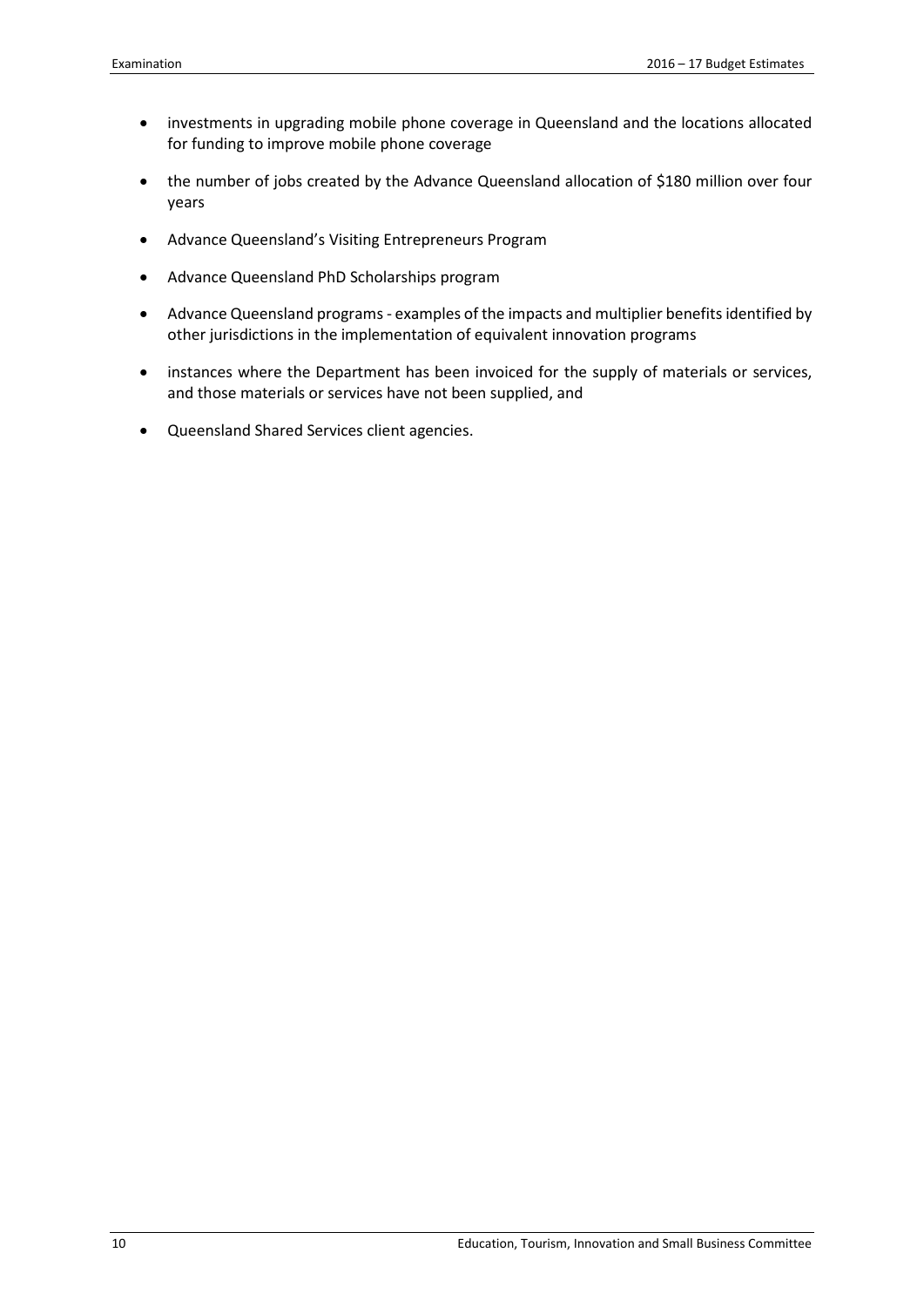- investments in upgrading mobile phone coverage in Queensland and the locations allocated for funding to improve mobile phone coverage
- the number of jobs created by the Advance Queensland allocation of $180 million over four years
- Advance Queensland's Visiting Entrepreneurs Program
- Advance Queensland PhD Scholarships program
- Advance Queensland programs - examples of the impacts and multiplier benefits identified by other jurisdictions in the implementation of equivalent innovation programs
- instances where the Department has been invoiced for the supply of materials or services, and those materials or services have not been supplied, and
- Queensland Shared Services client agencies.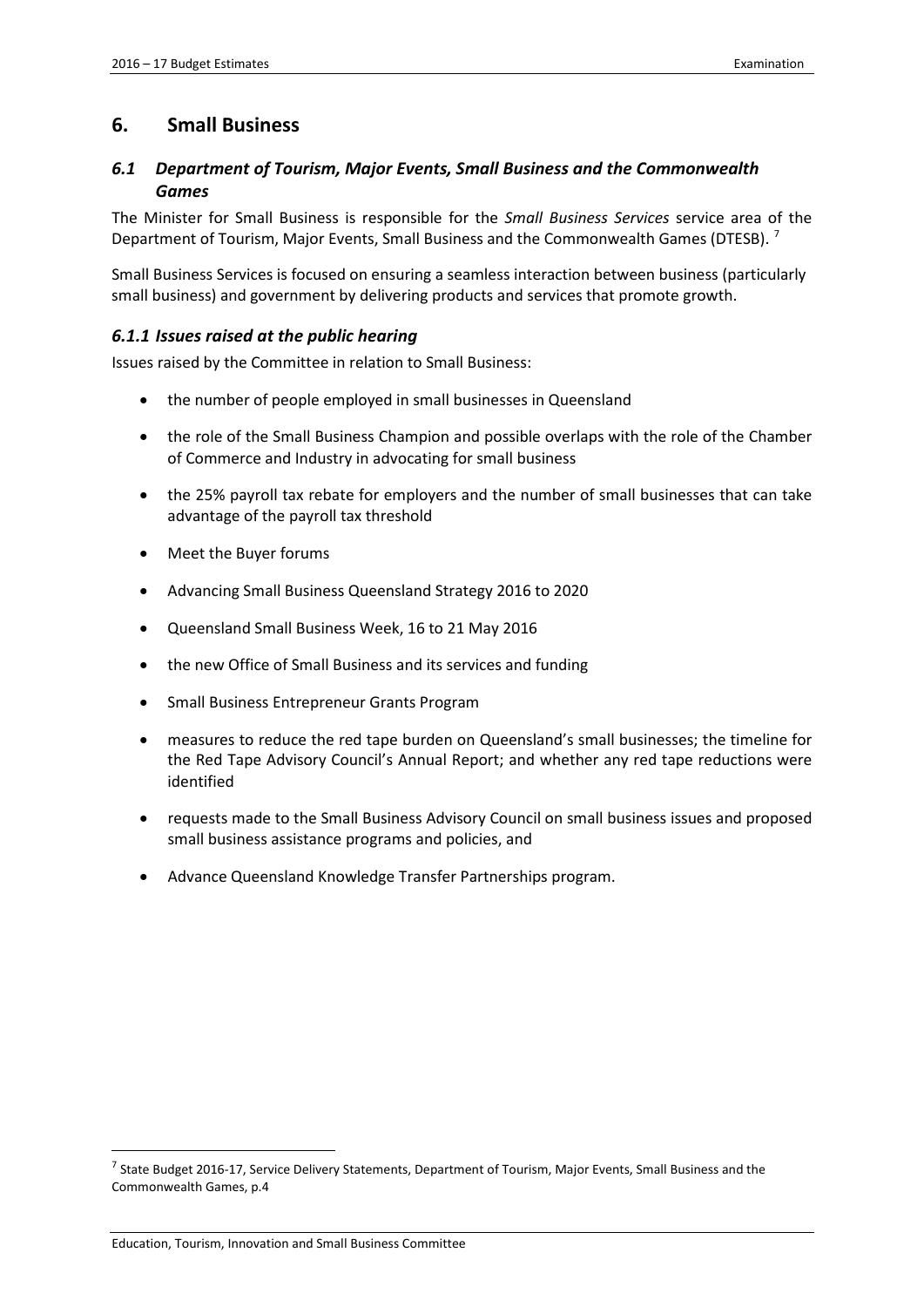## 6. Small Business

### *6.1 Department of Tourism, Major Events, Small Business and the Commonwealth Games*

The Minister for Small Business is responsible for the *Small Business Services* service area of the Department of Tourism, Major Events, Small Business and the Commonwealth Games (DTESB). [7]

Small Business Services is focused on ensuring a seamless interaction between business (particularly small business) and government by delivering products and services that promote growth.

#### *6.1.1 Issues raised at the public hearing*

Issues raised by the Committee in relation to Small Business:

- the number of people employed in small businesses in Queensland
- the role of the Small Business Champion and possible overlaps with the role of the Chamber of Commerce and Industry in advocating for small business
- the 25% payroll tax rebate for employers and the number of small businesses that can take advantage of the payroll tax threshold
- Meet the Buyer forums
- Advancing Small Business Queensland Strategy 2016 to 2020
- Queensland Small Business Week, 16 to 21 May 2016
- the new Office of Small Business and its services and funding
- Small Business Entrepreneur Grants Program
- measures to reduce the red tape burden on Queensland's small businesses; the timeline for the Red Tape Advisory Council's Annual Report; and whether any red tape reductions were identified
- requests made to the Small Business Advisory Council on small business issues and proposed small business assistance programs and policies, and
- Advance Queensland Knowledge Transfer Partnerships program.

---

[7] State Budget 2016-17, Service Delivery Statements, Department of Tourism, Major Events, Small Business and the Commonwealth Games, p.4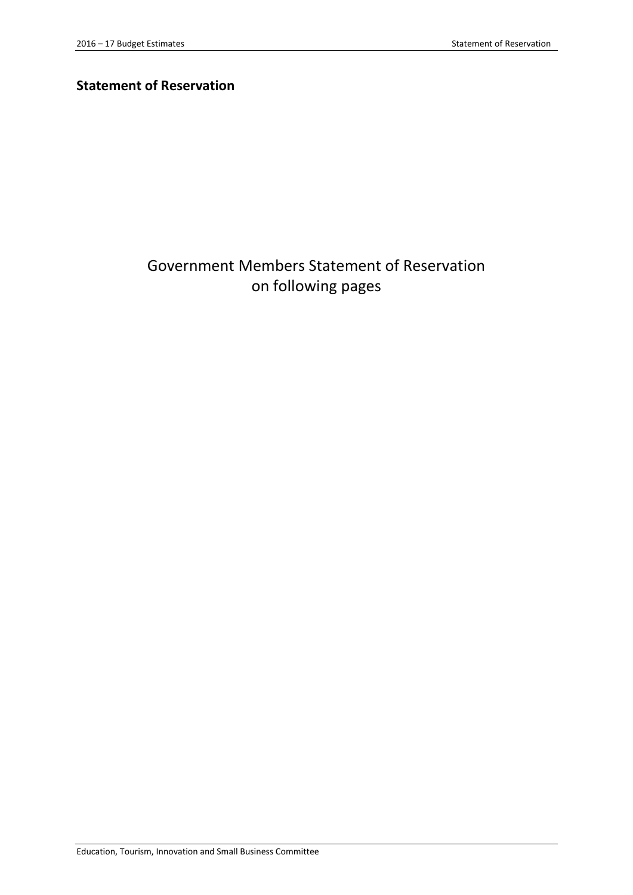## Statement of Reservation

Government Members Statement of Reservation on following pages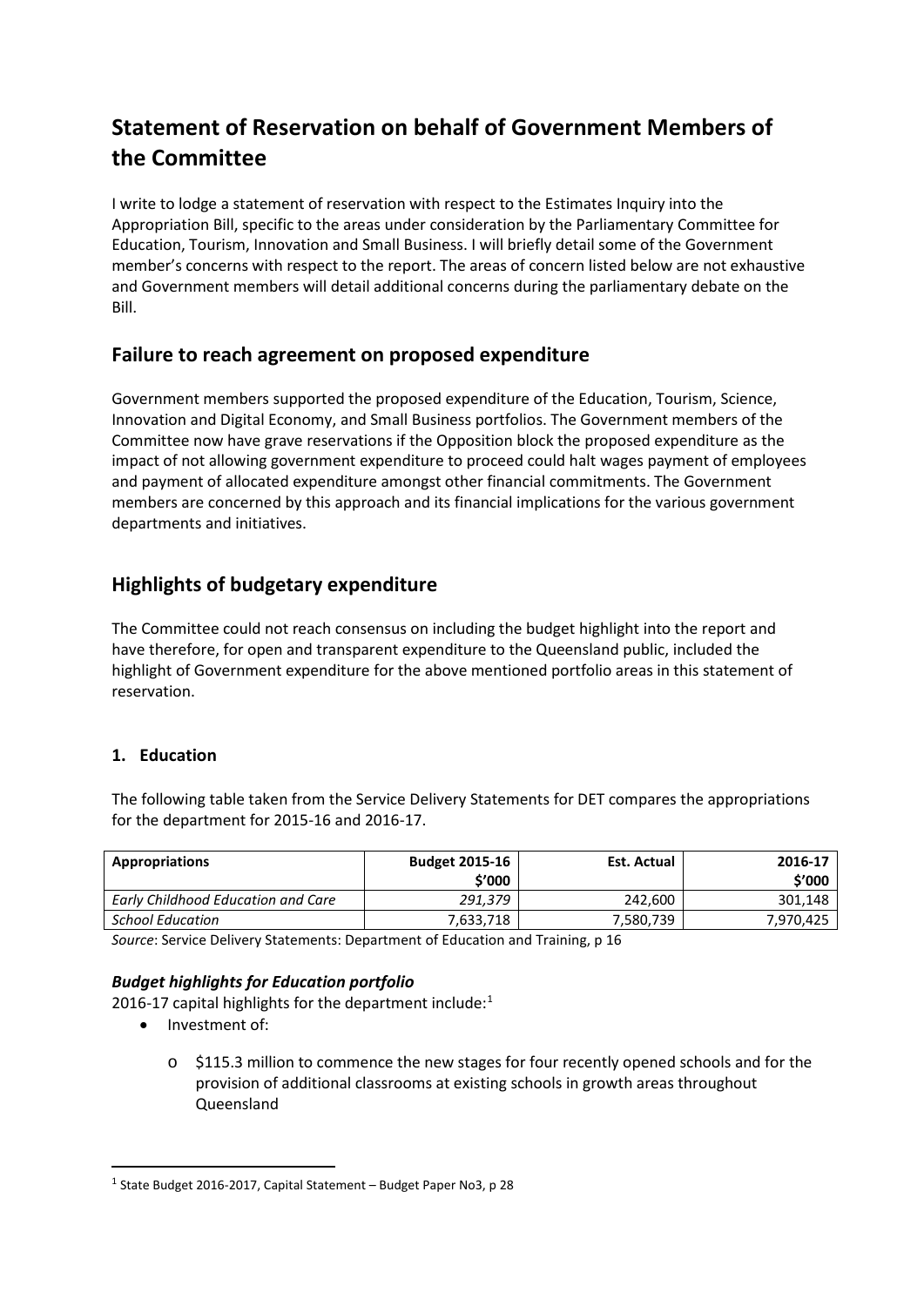# Statement of Reservation on behalf of Government Members of the Committee

I write to lodge a statement of reservation with respect to the Estimates Inquiry into the Appropriation Bill, specific to the areas under consideration by the Parliamentary Committee for Education, Tourism, Innovation and Small Business. I will briefly detail some of the Government member's concerns with respect to the report. The areas of concern listed below are not exhaustive and Government members will detail additional concerns during the parliamentary debate on the Bill.

## Failure to reach agreement on proposed expenditure

Government members supported the proposed expenditure of the Education, Tourism, Science, Innovation and Digital Economy, and Small Business portfolios. The Government members of the Committee now have grave reservations if the Opposition block the proposed expenditure as the impact of not allowing government expenditure to proceed could halt wages payment of employees and payment of allocated expenditure amongst other financial commitments. The Government members are concerned by this approach and its financial implications for the various government departments and initiatives.

## Highlights of budgetary expenditure

The Committee could not reach consensus on including the budget highlight into the report and have therefore, for open and transparent expenditure to the Queensland public, included the highlight of Government expenditure for the above mentioned portfolio areas in this statement of reservation.

### 1. Education

The following table taken from the Service Delivery Statements for DET compares the appropriations for the department for 2015-16 and 2016-17.

| Appropriations | Budget 2015-16 $'000 | Est. Actual | 2016-17 $'000 |
|---|---|---|---|
| *Early Childhood Education and Care* | *291,379* | 242,600 | 301,148 |
| *School Education* | 7,633,718 | 7,580,739 | 7,970,425 |

*Source*: Service Delivery Statements: Department of Education and Training, p 16

#### *Budget highlights for Education portfolio*

2016-17 capital highlights for the department include:[1]

- Investment of:
  - $115.3 million to commence the new stages for four recently opened schools and for the provision of additional classrooms at existing schools in growth areas throughout Queensland

[1] State Budget 2016-2017, Capital Statement – Budget Paper No3, p 28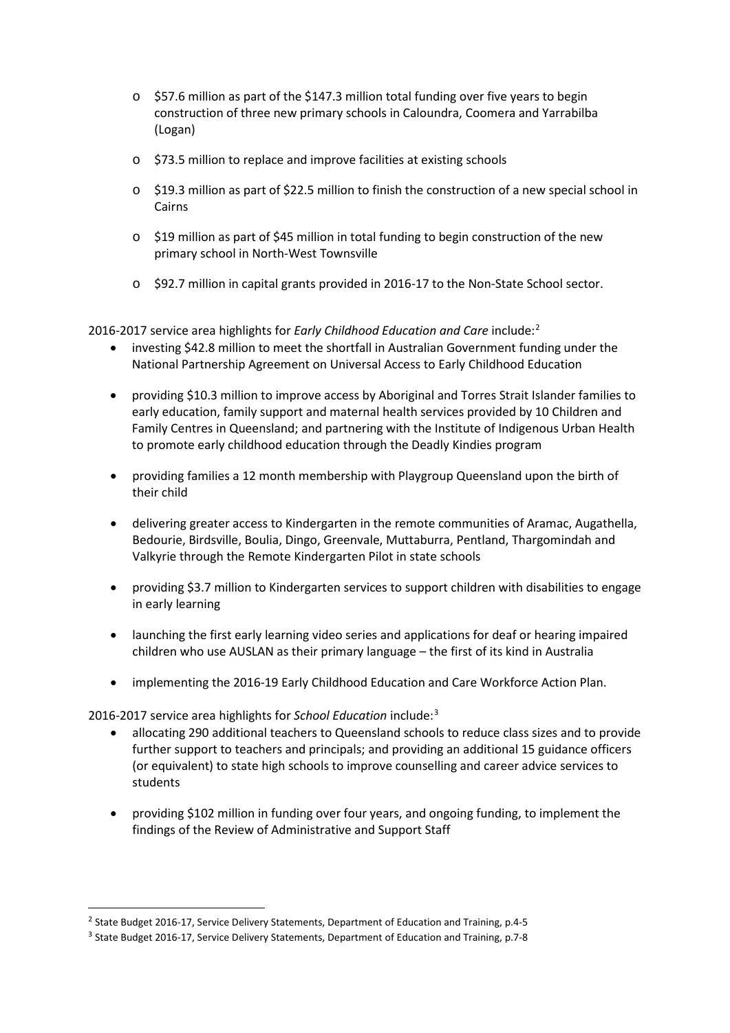- $57.6 million as part of the $147.3 million total funding over five years to begin construction of three new primary schools in Caloundra, Coomera and Yarrabilba (Logan)
- $73.5 million to replace and improve facilities at existing schools
- $19.3 million as part of $22.5 million to finish the construction of a new special school in Cairns
- $19 million as part of $45 million in total funding to begin construction of the new primary school in North-West Townsville
- $92.7 million in capital grants provided in 2016-17 to the Non-State School sector.

2016-2017 service area highlights for *Early Childhood Education and Care* include:[2]

- investing $42.8 million to meet the shortfall in Australian Government funding under the National Partnership Agreement on Universal Access to Early Childhood Education
- providing $10.3 million to improve access by Aboriginal and Torres Strait Islander families to early education, family support and maternal health services provided by 10 Children and Family Centres in Queensland; and partnering with the Institute of Indigenous Urban Health to promote early childhood education through the Deadly Kindies program
- providing families a 12 month membership with Playgroup Queensland upon the birth of their child
- delivering greater access to Kindergarten in the remote communities of Aramac, Augathella, Bedourie, Birdsville, Boulia, Dingo, Greenvale, Muttaburra, Pentland, Thargomindah and Valkyrie through the Remote Kindergarten Pilot in state schools
- providing $3.7 million to Kindergarten services to support children with disabilities to engage in early learning
- launching the first early learning video series and applications for deaf or hearing impaired children who use AUSLAN as their primary language – the first of its kind in Australia
- implementing the 2016-19 Early Childhood Education and Care Workforce Action Plan.

2016-2017 service area highlights for *School Education* include:[3]

- allocating 290 additional teachers to Queensland schools to reduce class sizes and to provide further support to teachers and principals; and providing an additional 15 guidance officers (or equivalent) to state high schools to improve counselling and career advice services to students
- providing $102 million in funding over four years, and ongoing funding, to implement the findings of the Review of Administrative and Support Staff

[2] State Budget 2016-17, Service Delivery Statements, Department of Education and Training, p.4-5

[3] State Budget 2016-17, Service Delivery Statements, Department of Education and Training, p.7-8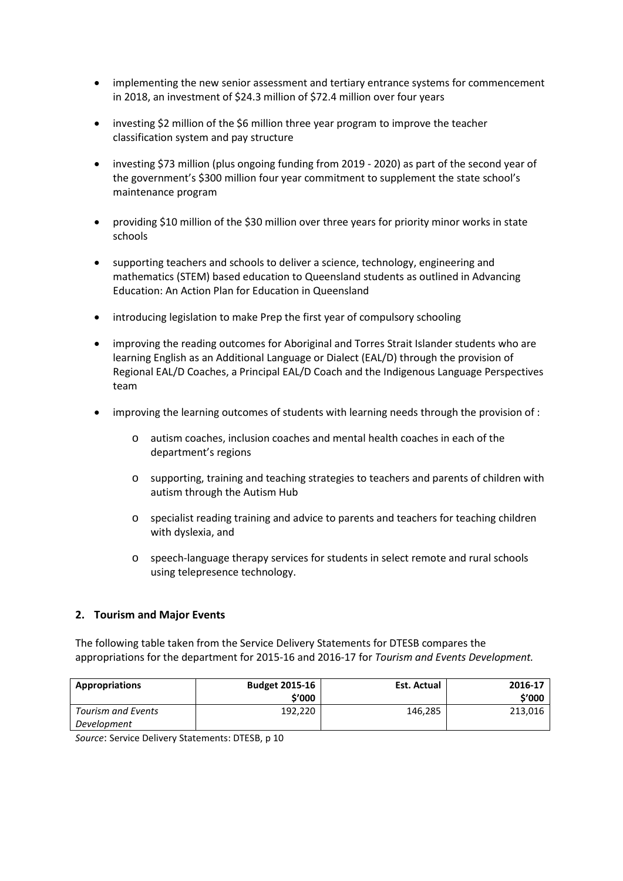- implementing the new senior assessment and tertiary entrance systems for commencement in 2018, an investment of $24.3 million of $72.4 million over four years
- investing $2 million of the $6 million three year program to improve the teacher classification system and pay structure
- investing $73 million (plus ongoing funding from 2019 - 2020) as part of the second year of the government's $300 million four year commitment to supplement the state school's maintenance program
- providing $10 million of the $30 million over three years for priority minor works in state schools
- supporting teachers and schools to deliver a science, technology, engineering and mathematics (STEM) based education to Queensland students as outlined in Advancing Education: An Action Plan for Education in Queensland
- introducing legislation to make Prep the first year of compulsory schooling
- improving the reading outcomes for Aboriginal and Torres Strait Islander students who are learning English as an Additional Language or Dialect (EAL/D) through the provision of Regional EAL/D Coaches, a Principal EAL/D Coach and the Indigenous Language Perspectives team
- improving the learning outcomes of students with learning needs through the provision of :
  - autism coaches, inclusion coaches and mental health coaches in each of the department's regions
  - supporting, training and teaching strategies to teachers and parents of children with autism through the Autism Hub
  - specialist reading training and advice to parents and teachers for teaching children with dyslexia, and
  - speech-language therapy services for students in select remote and rural schools using telepresence technology.

## 2. Tourism and Major Events

The following table taken from the Service Delivery Statements for DTESB compares the appropriations for the department for 2015-16 and 2016-17 for *Tourism and Events Development.*

| Appropriations | Budget 2015-16 $'000 | Est. Actual | 2016-17 $'000 |
|---|---|---|---|
| *Tourism and Events Development* | 192,220 | 146,285 | 213,016 |

*Source*: Service Delivery Statements: DTESB, p 10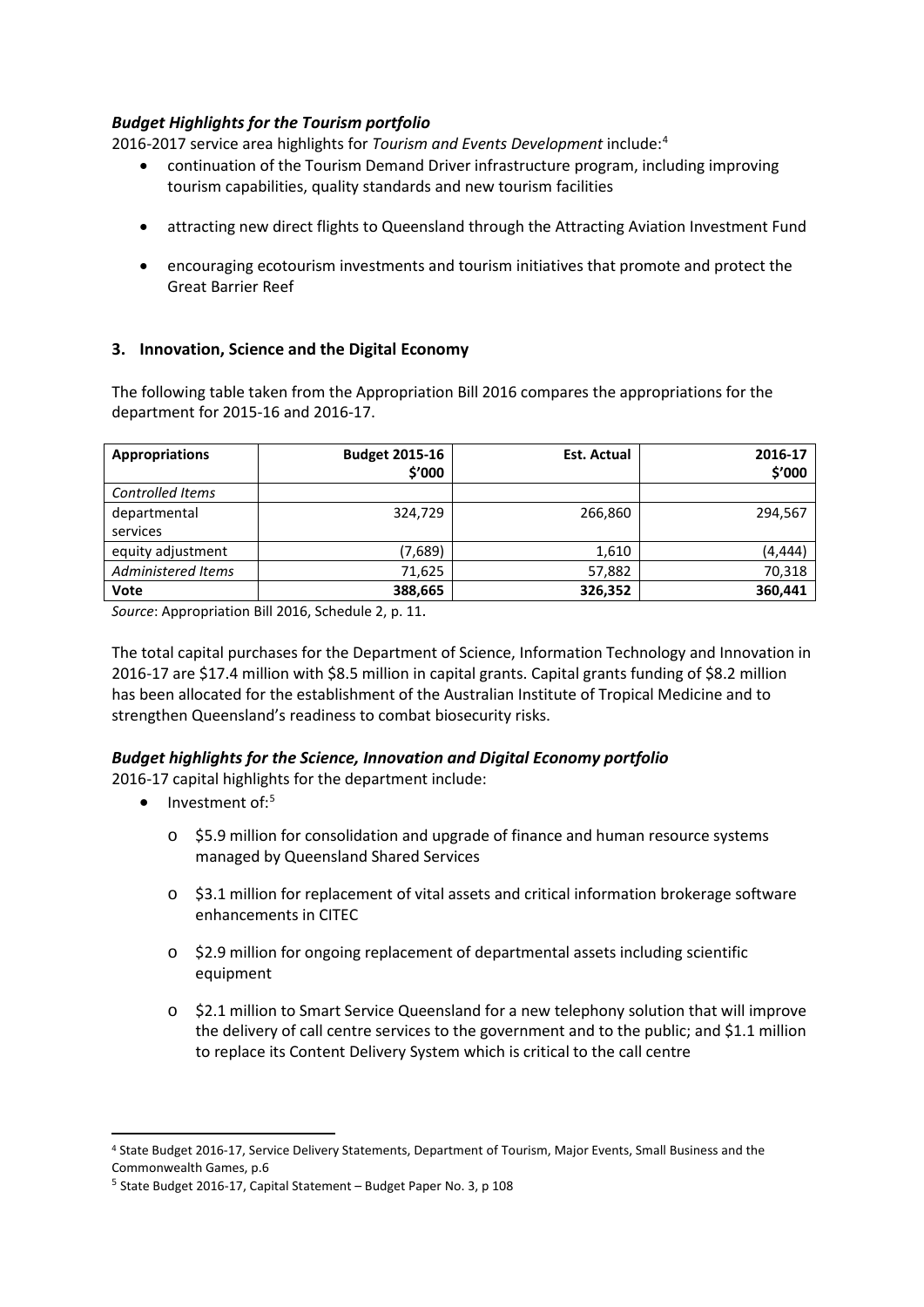### *Budget Highlights for the Tourism portfolio*

2016-2017 service area highlights for *Tourism and Events Development* include:[4]

- continuation of the Tourism Demand Driver infrastructure program, including improving tourism capabilities, quality standards and new tourism facilities
- attracting new direct flights to Queensland through the Attracting Aviation Investment Fund
- encouraging ecotourism investments and tourism initiatives that promote and protect the Great Barrier Reef

### 3. Innovation, Science and the Digital Economy

The following table taken from the Appropriation Bill 2016 compares the appropriations for the department for 2015-16 and 2016-17.

| Appropriations | Budget 2015-16 \$'000 | Est. Actual | 2016-17 \$'000 |
|---|---|---|---|
| *Controlled Items* | | | |
| departmental services | 324,729 | 266,860 | 294,567 |
| equity adjustment | (7,689) | 1,610 | (4,444) |
| *Administered Items* | 71,625 | 57,882 | 70,318 |
| **Vote** | **388,665** | **326,352** | **360,441** |

*Source*: Appropriation Bill 2016, Schedule 2, p. 11.

The total capital purchases for the Department of Science, Information Technology and Innovation in 2016-17 are \$17.4 million with \$8.5 million in capital grants. Capital grants funding of \$8.2 million has been allocated for the establishment of the Australian Institute of Tropical Medicine and to strengthen Queensland's readiness to combat biosecurity risks.

### *Budget highlights for the Science, Innovation and Digital Economy portfolio*

2016-17 capital highlights for the department include:

- Investment of:[5]
  - \$5.9 million for consolidation and upgrade of finance and human resource systems managed by Queensland Shared Services
  - \$3.1 million for replacement of vital assets and critical information brokerage software enhancements in CITEC
  - \$2.9 million for ongoing replacement of departmental assets including scientific equipment
  - \$2.1 million to Smart Service Queensland for a new telephony solution that will improve the delivery of call centre services to the government and to the public; and \$1.1 million to replace its Content Delivery System which is critical to the call centre

---

[4] State Budget 2016-17, Service Delivery Statements, Department of Tourism, Major Events, Small Business and the Commonwealth Games, p.6

[5] State Budget 2016-17, Capital Statement – Budget Paper No. 3, p 108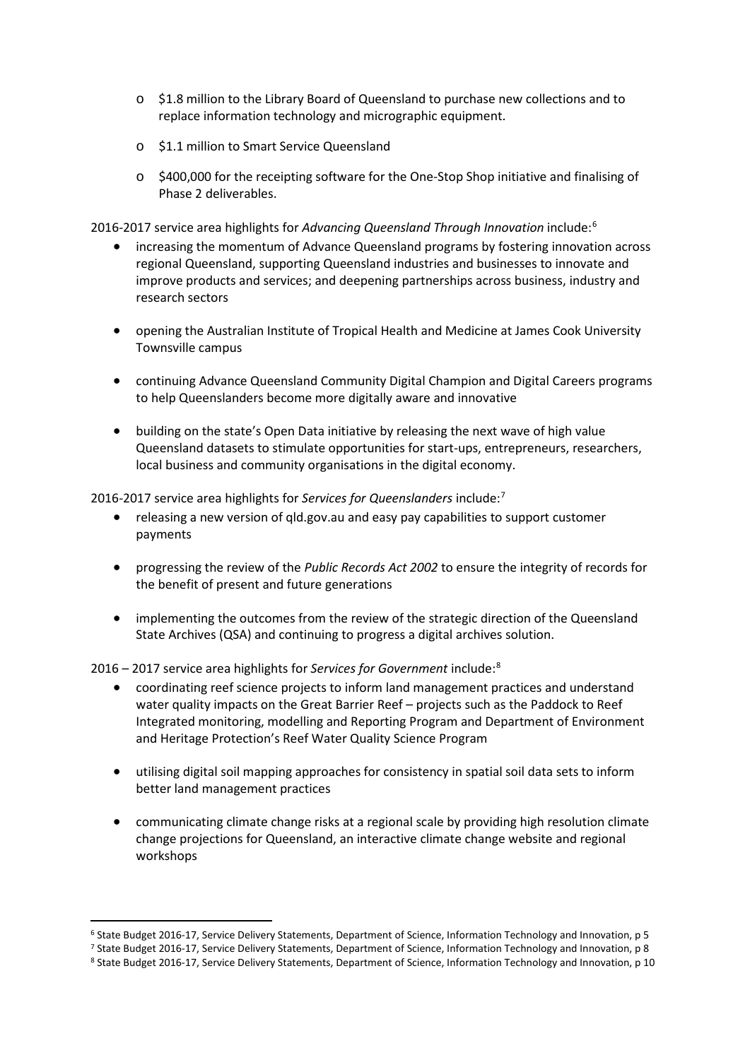- $1.8 million to the Library Board of Queensland to purchase new collections and to replace information technology and micrographic equipment.
  - $1.1 million to Smart Service Queensland
  - $400,000 for the receipting software for the One-Stop Shop initiative and finalising of Phase 2 deliverables.

2016-2017 service area highlights for *Advancing Queensland Through Innovation* include:[6]

- increasing the momentum of Advance Queensland programs by fostering innovation across regional Queensland, supporting Queensland industries and businesses to innovate and improve products and services; and deepening partnerships across business, industry and research sectors
- opening the Australian Institute of Tropical Health and Medicine at James Cook University Townsville campus
- continuing Advance Queensland Community Digital Champion and Digital Careers programs to help Queenslanders become more digitally aware and innovative
- building on the state's Open Data initiative by releasing the next wave of high value Queensland datasets to stimulate opportunities for start-ups, entrepreneurs, researchers, local business and community organisations in the digital economy.

2016-2017 service area highlights for *Services for Queenslanders* include:[7]

- releasing a new version of qld.gov.au and easy pay capabilities to support customer payments
- progressing the review of the *Public Records Act 2002* to ensure the integrity of records for the benefit of present and future generations
- implementing the outcomes from the review of the strategic direction of the Queensland State Archives (QSA) and continuing to progress a digital archives solution.

2016 – 2017 service area highlights for *Services for Government* include:[8]

- coordinating reef science projects to inform land management practices and understand water quality impacts on the Great Barrier Reef – projects such as the Paddock to Reef Integrated monitoring, modelling and Reporting Program and Department of Environment and Heritage Protection's Reef Water Quality Science Program
- utilising digital soil mapping approaches for consistency in spatial soil data sets to inform better land management practices
- communicating climate change risks at a regional scale by providing high resolution climate change projections for Queensland, an interactive climate change website and regional workshops

---

[6] State Budget 2016-17, Service Delivery Statements, Department of Science, Information Technology and Innovation, p 5

[7] State Budget 2016-17, Service Delivery Statements, Department of Science, Information Technology and Innovation, p 8

[8] State Budget 2016-17, Service Delivery Statements, Department of Science, Information Technology and Innovation, p 10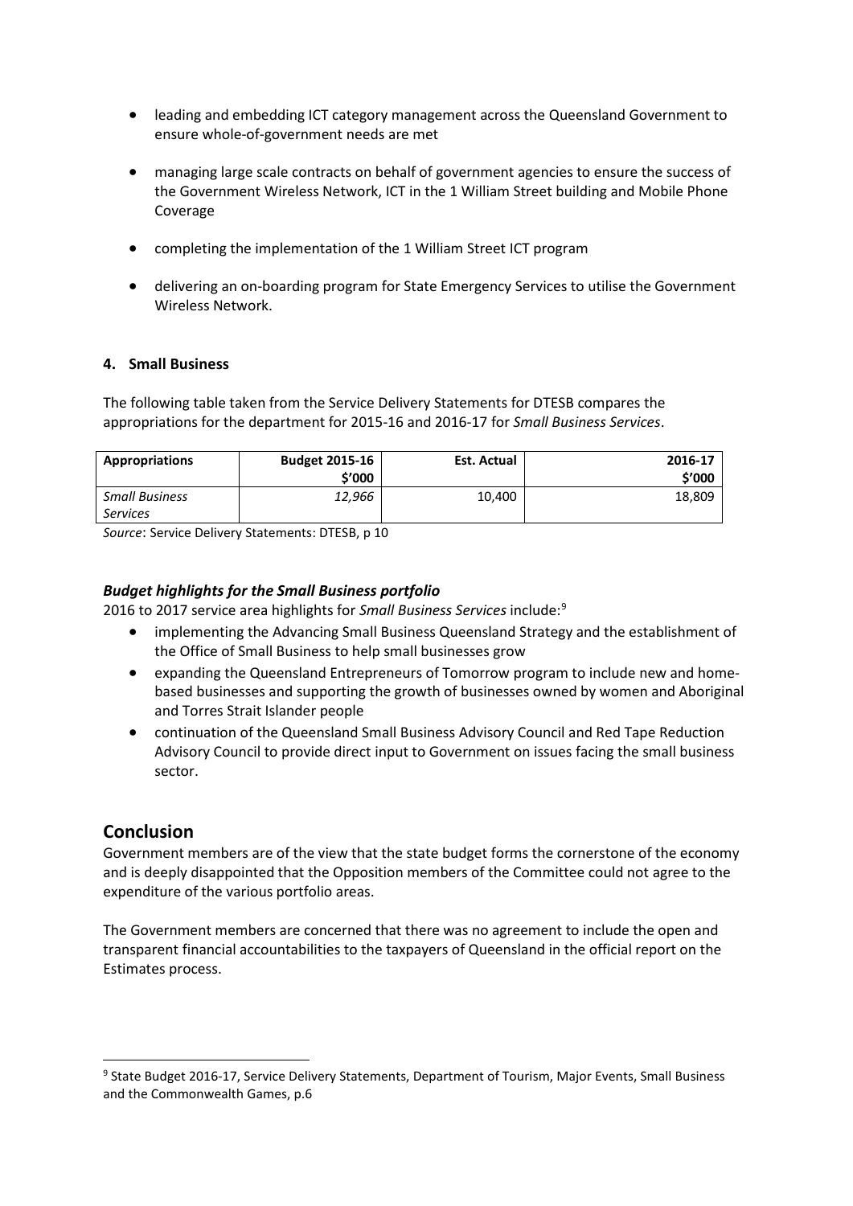- leading and embedding ICT category management across the Queensland Government to ensure whole-of-government needs are met
- managing large scale contracts on behalf of government agencies to ensure the success of the Government Wireless Network, ICT in the 1 William Street building and Mobile Phone Coverage
- completing the implementation of the 1 William Street ICT program
- delivering an on-boarding program for State Emergency Services to utilise the Government Wireless Network.

#### 4. Small Business

The following table taken from the Service Delivery Statements for DTESB compares the appropriations for the department for 2015-16 and 2016-17 for *Small Business Services*.

| Appropriations | Budget 2015-16 $'000 | Est. Actual | 2016-17 $'000 |
|---|---|---|---|
| *Small Business Services* | *12,966* | 10,400 | 18,809 |

*Source*: Service Delivery Statements: DTESB, p 10

### *Budget highlights for the Small Business portfolio*

2016 to 2017 service area highlights for *Small Business Services* include:[9]

- implementing the Advancing Small Business Queensland Strategy and the establishment of the Office of Small Business to help small businesses grow
- expanding the Queensland Entrepreneurs of Tomorrow program to include new and home-based businesses and supporting the growth of businesses owned by women and Aboriginal and Torres Strait Islander people
- continuation of the Queensland Small Business Advisory Council and Red Tape Reduction Advisory Council to provide direct input to Government on issues facing the small business sector.

## Conclusion

Government members are of the view that the state budget forms the cornerstone of the economy and is deeply disappointed that the Opposition members of the Committee could not agree to the expenditure of the various portfolio areas.

The Government members are concerned that there was no agreement to include the open and transparent financial accountabilities to the taxpayers of Queensland in the official report on the Estimates process.

[9] State Budget 2016-17, Service Delivery Statements, Department of Tourism, Major Events, Small Business and the Commonwealth Games, p.6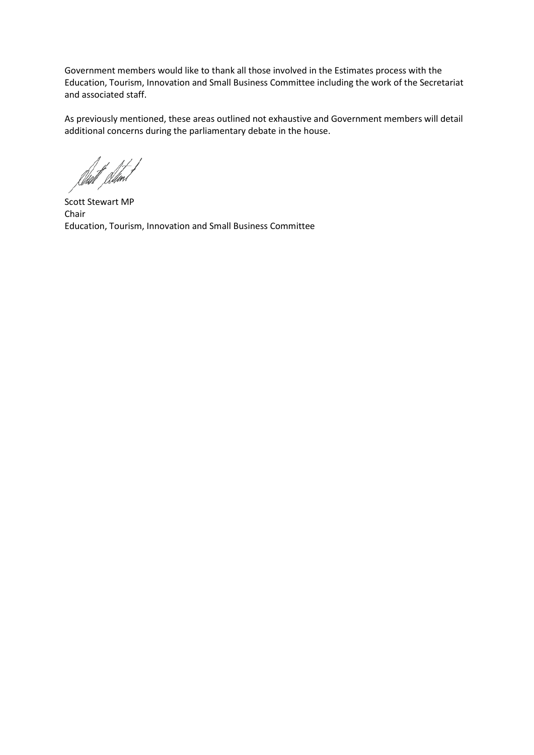Government members would like to thank all those involved in the Estimates process with the Education, Tourism, Innovation and Small Business Committee including the work of the Secretariat and associated staff.

As previously mentioned, these areas outlined not exhaustive and Government members will detail additional concerns during the parliamentary debate in the house.

Scott Stewart MP
Chair
Education, Tourism, Innovation and Small Business Committee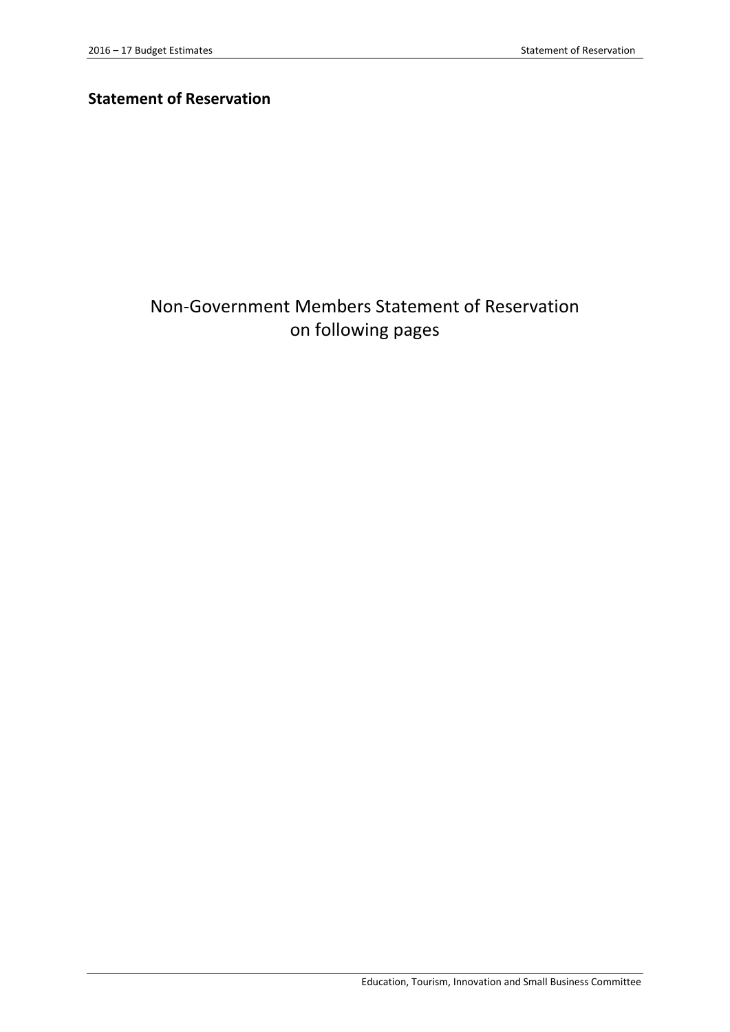## Statement of Reservation

Non-Government Members Statement of Reservation
on following pages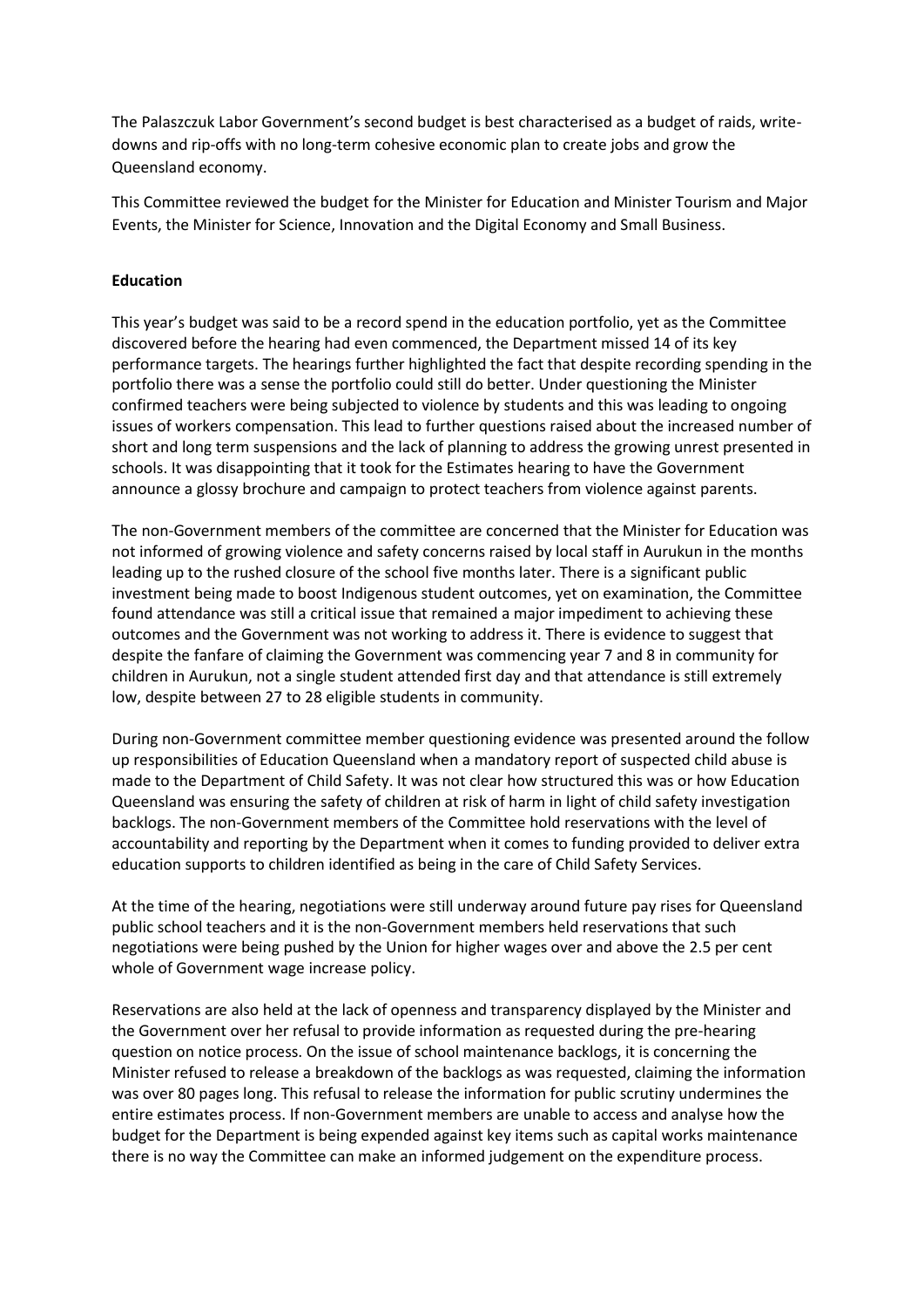The Palaszczuk Labor Government's second budget is best characterised as a budget of raids, write-downs and rip-offs with no long-term cohesive economic plan to create jobs and grow the Queensland economy.

This Committee reviewed the budget for the Minister for Education and Minister Tourism and Major Events, the Minister for Science, Innovation and the Digital Economy and Small Business.

**Education**

This year's budget was said to be a record spend in the education portfolio, yet as the Committee discovered before the hearing had even commenced, the Department missed 14 of its key performance targets. The hearings further highlighted the fact that despite recording spending in the portfolio there was a sense the portfolio could still do better. Under questioning the Minister confirmed teachers were being subjected to violence by students and this was leading to ongoing issues of workers compensation. This lead to further questions raised about the increased number of short and long term suspensions and the lack of planning to address the growing unrest presented in schools. It was disappointing that it took for the Estimates hearing to have the Government announce a glossy brochure and campaign to protect teachers from violence against parents.

The non-Government members of the committee are concerned that the Minister for Education was not informed of growing violence and safety concerns raised by local staff in Aurukun in the months leading up to the rushed closure of the school five months later. There is a significant public investment being made to boost Indigenous student outcomes, yet on examination, the Committee found attendance was still a critical issue that remained a major impediment to achieving these outcomes and the Government was not working to address it. There is evidence to suggest that despite the fanfare of claiming the Government was commencing year 7 and 8 in community for children in Aurukun, not a single student attended first day and that attendance is still extremely low, despite between 27 to 28 eligible students in community.

During non-Government committee member questioning evidence was presented around the follow up responsibilities of Education Queensland when a mandatory report of suspected child abuse is made to the Department of Child Safety. It was not clear how structured this was or how Education Queensland was ensuring the safety of children at risk of harm in light of child safety investigation backlogs. The non-Government members of the Committee hold reservations with the level of accountability and reporting by the Department when it comes to funding provided to deliver extra education supports to children identified as being in the care of Child Safety Services.

At the time of the hearing, negotiations were still underway around future pay rises for Queensland public school teachers and it is the non-Government members held reservations that such negotiations were being pushed by the Union for higher wages over and above the 2.5 per cent whole of Government wage increase policy.

Reservations are also held at the lack of openness and transparency displayed by the Minister and the Government over her refusal to provide information as requested during the pre-hearing question on notice process. On the issue of school maintenance backlogs, it is concerning the Minister refused to release a breakdown of the backlogs as was requested, claiming the information was over 80 pages long. This refusal to release the information for public scrutiny undermines the entire estimates process. If non-Government members are unable to access and analyse how the budget for the Department is being expended against key items such as capital works maintenance there is no way the Committee can make an informed judgement on the expenditure process.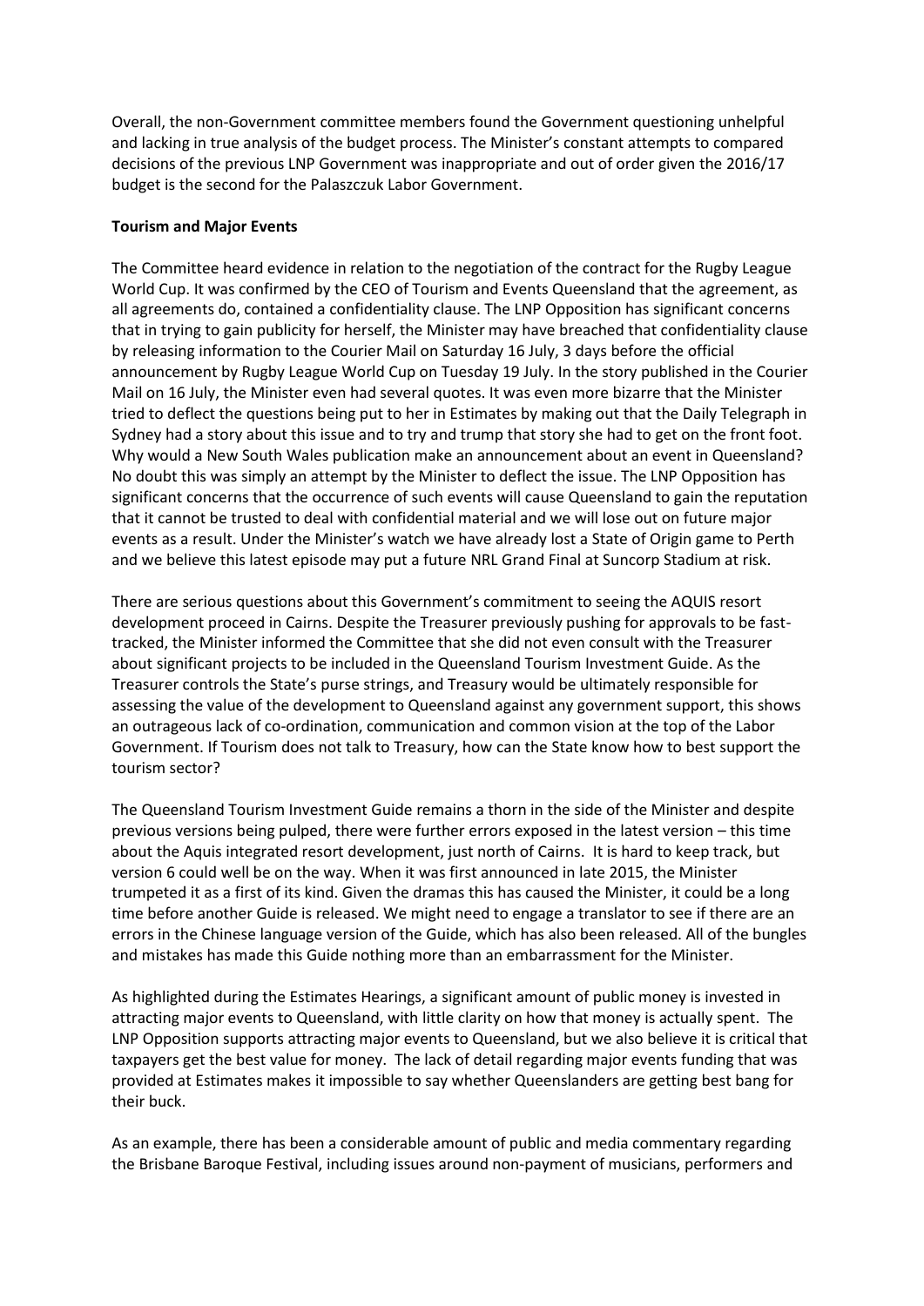Overall, the non-Government committee members found the Government questioning unhelpful and lacking in true analysis of the budget process. The Minister's constant attempts to compared decisions of the previous LNP Government was inappropriate and out of order given the 2016/17 budget is the second for the Palaszczuk Labor Government.

**Tourism and Major Events**

The Committee heard evidence in relation to the negotiation of the contract for the Rugby League World Cup. It was confirmed by the CEO of Tourism and Events Queensland that the agreement, as all agreements do, contained a confidentiality clause. The LNP Opposition has significant concerns that in trying to gain publicity for herself, the Minister may have breached that confidentiality clause by releasing information to the Courier Mail on Saturday 16 July, 3 days before the official announcement by Rugby League World Cup on Tuesday 19 July. In the story published in the Courier Mail on 16 July, the Minister even had several quotes. It was even more bizarre that the Minister tried to deflect the questions being put to her in Estimates by making out that the Daily Telegraph in Sydney had a story about this issue and to try and trump that story she had to get on the front foot. Why would a New South Wales publication make an announcement about an event in Queensland? No doubt this was simply an attempt by the Minister to deflect the issue. The LNP Opposition has significant concerns that the occurrence of such events will cause Queensland to gain the reputation that it cannot be trusted to deal with confidential material and we will lose out on future major events as a result. Under the Minister's watch we have already lost a State of Origin game to Perth and we believe this latest episode may put a future NRL Grand Final at Suncorp Stadium at risk.

There are serious questions about this Government's commitment to seeing the AQUIS resort development proceed in Cairns. Despite the Treasurer previously pushing for approvals to be fast-tracked, the Minister informed the Committee that she did not even consult with the Treasurer about significant projects to be included in the Queensland Tourism Investment Guide. As the Treasurer controls the State's purse strings, and Treasury would be ultimately responsible for assessing the value of the development to Queensland against any government support, this shows an outrageous lack of co-ordination, communication and common vision at the top of the Labor Government. If Tourism does not talk to Treasury, how can the State know how to best support the tourism sector?

The Queensland Tourism Investment Guide remains a thorn in the side of the Minister and despite previous versions being pulped, there were further errors exposed in the latest version – this time about the Aquis integrated resort development, just north of Cairns. It is hard to keep track, but version 6 could well be on the way. When it was first announced in late 2015, the Minister trumpeted it as a first of its kind. Given the dramas this has caused the Minister, it could be a long time before another Guide is released. We might need to engage a translator to see if there are an errors in the Chinese language version of the Guide, which has also been released. All of the bungles and mistakes has made this Guide nothing more than an embarrassment for the Minister.

As highlighted during the Estimates Hearings, a significant amount of public money is invested in attracting major events to Queensland, with little clarity on how that money is actually spent. The LNP Opposition supports attracting major events to Queensland, but we also believe it is critical that taxpayers get the best value for money. The lack of detail regarding major events funding that was provided at Estimates makes it impossible to say whether Queenslanders are getting best bang for their buck.

As an example, there has been a considerable amount of public and media commentary regarding the Brisbane Baroque Festival, including issues around non-payment of musicians, performers and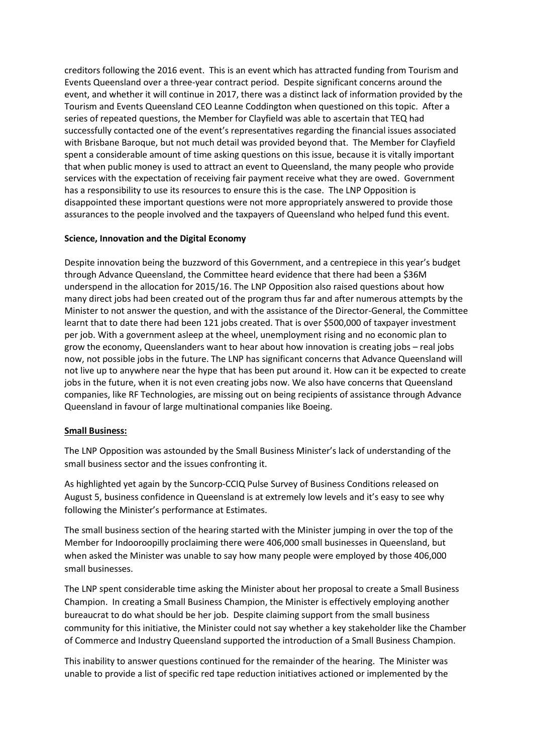creditors following the 2016 event. This is an event which has attracted funding from Tourism and Events Queensland over a three-year contract period. Despite significant concerns around the event, and whether it will continue in 2017, there was a distinct lack of information provided by the Tourism and Events Queensland CEO Leanne Coddington when questioned on this topic. After a series of repeated questions, the Member for Clayfield was able to ascertain that TEQ had successfully contacted one of the event's representatives regarding the financial issues associated with Brisbane Baroque, but not much detail was provided beyond that. The Member for Clayfield spent a considerable amount of time asking questions on this issue, because it is vitally important that when public money is used to attract an event to Queensland, the many people who provide services with the expectation of receiving fair payment receive what they are owed. Government has a responsibility to use its resources to ensure this is the case. The LNP Opposition is disappointed these important questions were not more appropriately answered to provide those assurances to the people involved and the taxpayers of Queensland who helped fund this event.

**Science, Innovation and the Digital Economy**

Despite innovation being the buzzword of this Government, and a centrepiece in this year's budget through Advance Queensland, the Committee heard evidence that there had been a $36M underspend in the allocation for 2015/16. The LNP Opposition also raised questions about how many direct jobs had been created out of the program thus far and after numerous attempts by the Minister to not answer the question, and with the assistance of the Director-General, the Committee learnt that to date there had been 121 jobs created. That is over $500,000 of taxpayer investment per job. With a government asleep at the wheel, unemployment rising and no economic plan to grow the economy, Queenslanders want to hear about how innovation is creating jobs – real jobs now, not possible jobs in the future. The LNP has significant concerns that Advance Queensland will not live up to anywhere near the hype that has been put around it. How can it be expected to create jobs in the future, when it is not even creating jobs now. We also have concerns that Queensland companies, like RF Technologies, are missing out on being recipients of assistance through Advance Queensland in favour of large multinational companies like Boeing.

**Small Business:**

The LNP Opposition was astounded by the Small Business Minister's lack of understanding of the small business sector and the issues confronting it.

As highlighted yet again by the Suncorp-CCIQ Pulse Survey of Business Conditions released on August 5, business confidence in Queensland is at extremely low levels and it's easy to see why following the Minister's performance at Estimates.

The small business section of the hearing started with the Minister jumping in over the top of the Member for Indooroopilly proclaiming there were 406,000 small businesses in Queensland, but when asked the Minister was unable to say how many people were employed by those 406,000 small businesses.

The LNP spent considerable time asking the Minister about her proposal to create a Small Business Champion. In creating a Small Business Champion, the Minister is effectively employing another bureaucrat to do what should be her job. Despite claiming support from the small business community for this initiative, the Minister could not say whether a key stakeholder like the Chamber of Commerce and Industry Queensland supported the introduction of a Small Business Champion.

This inability to answer questions continued for the remainder of the hearing. The Minister was unable to provide a list of specific red tape reduction initiatives actioned or implemented by the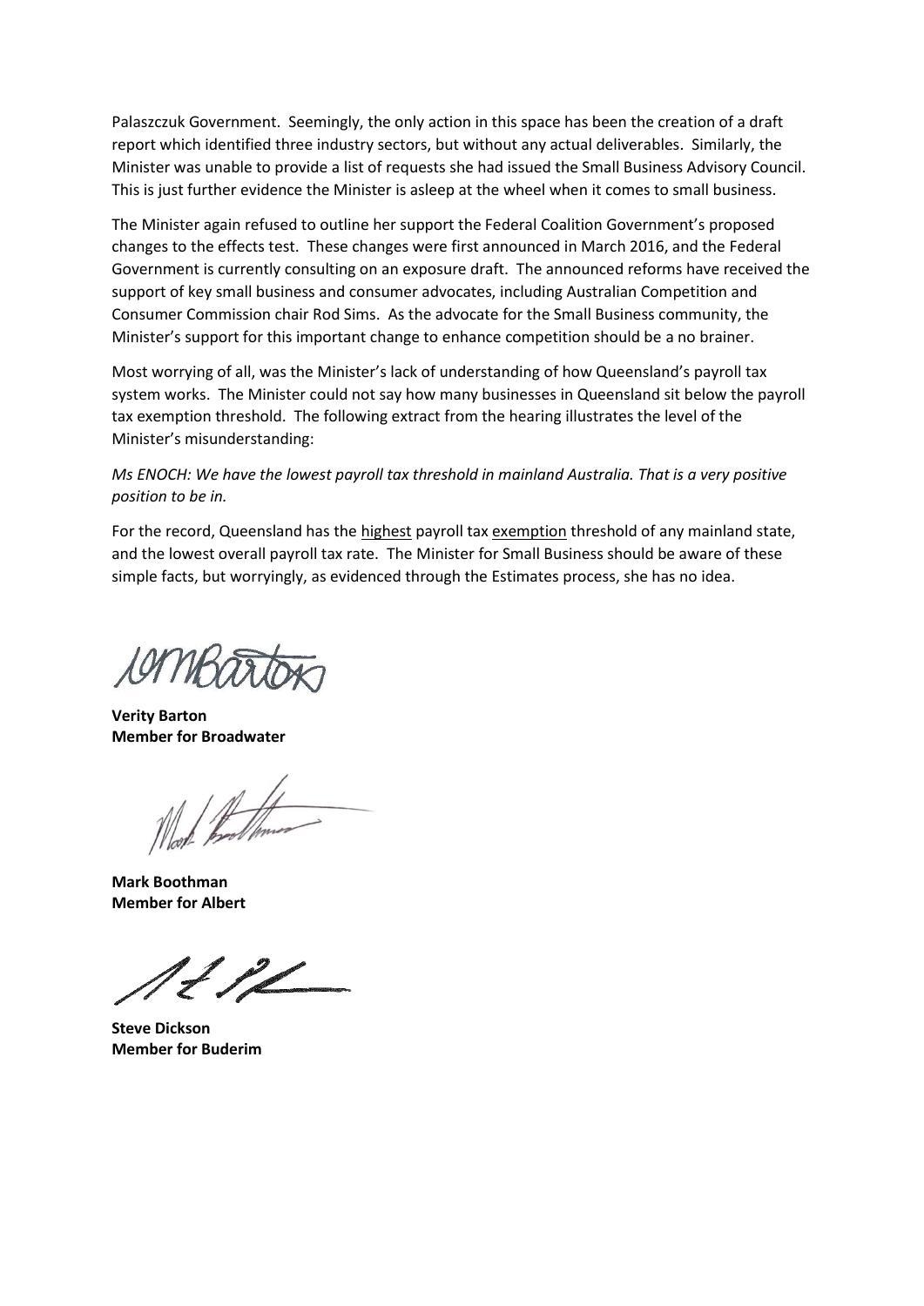Palaszczuk Government. Seemingly, the only action in this space has been the creation of a draft report which identified three industry sectors, but without any actual deliverables. Similarly, the Minister was unable to provide a list of requests she had issued the Small Business Advisory Council. This is just further evidence the Minister is asleep at the wheel when it comes to small business.

The Minister again refused to outline her support the Federal Coalition Government's proposed changes to the effects test. These changes were first announced in March 2016, and the Federal Government is currently consulting on an exposure draft. The announced reforms have received the support of key small business and consumer advocates, including Australian Competition and Consumer Commission chair Rod Sims. As the advocate for the Small Business community, the Minister's support for this important change to enhance competition should be a no brainer.

Most worrying of all, was the Minister's lack of understanding of how Queensland's payroll tax system works. The Minister could not say how many businesses in Queensland sit below the payroll tax exemption threshold. The following extract from the hearing illustrates the level of the Minister's misunderstanding:

*Ms ENOCH: We have the lowest payroll tax threshold in mainland Australia. That is a very positive position to be in.*

For the record, Queensland has the highest payroll tax exemption threshold of any mainland state, and the lowest overall payroll tax rate. The Minister for Small Business should be aware of these simple facts, but worryingly, as evidenced through the Estimates process, she has no idea.

**Verity Barton**
**Member for Broadwater**

**Mark Boothman**
**Member for Albert**

**Steve Dickson**
**Member for Buderim**